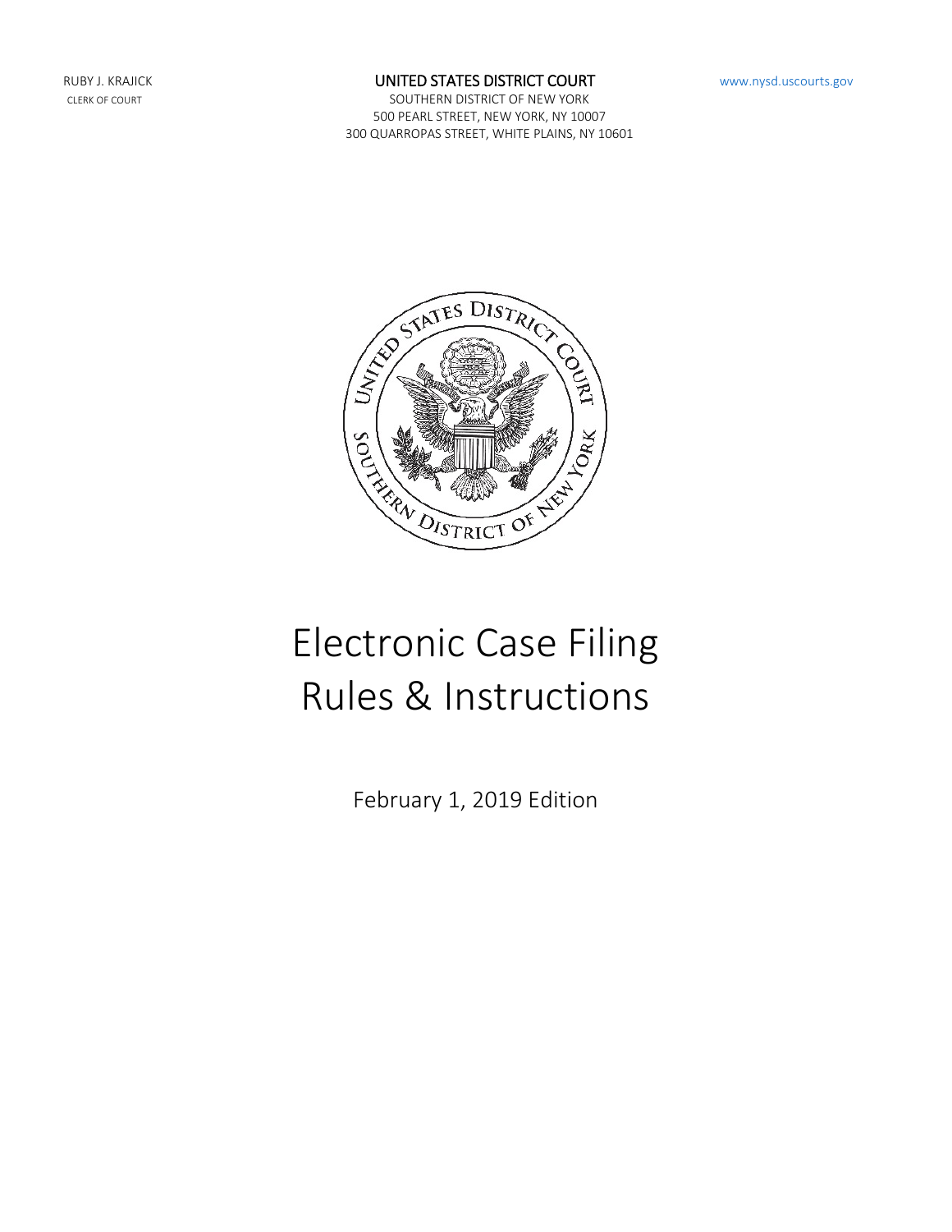RUBY J. KRAJICK
CLERK OF COURT

**UNITED STATES DISTRICT COURT**
SOUTHERN DISTRICT OF NEW YORK
500 PEARL STREET, NEW YORK, NY 10007
300 QUARROPAS STREET, WHITE PLAINS, NY 10601

www.nysd.uscourts.gov

# Electronic Case Filing Rules & Instructions

February 1, 2019 Edition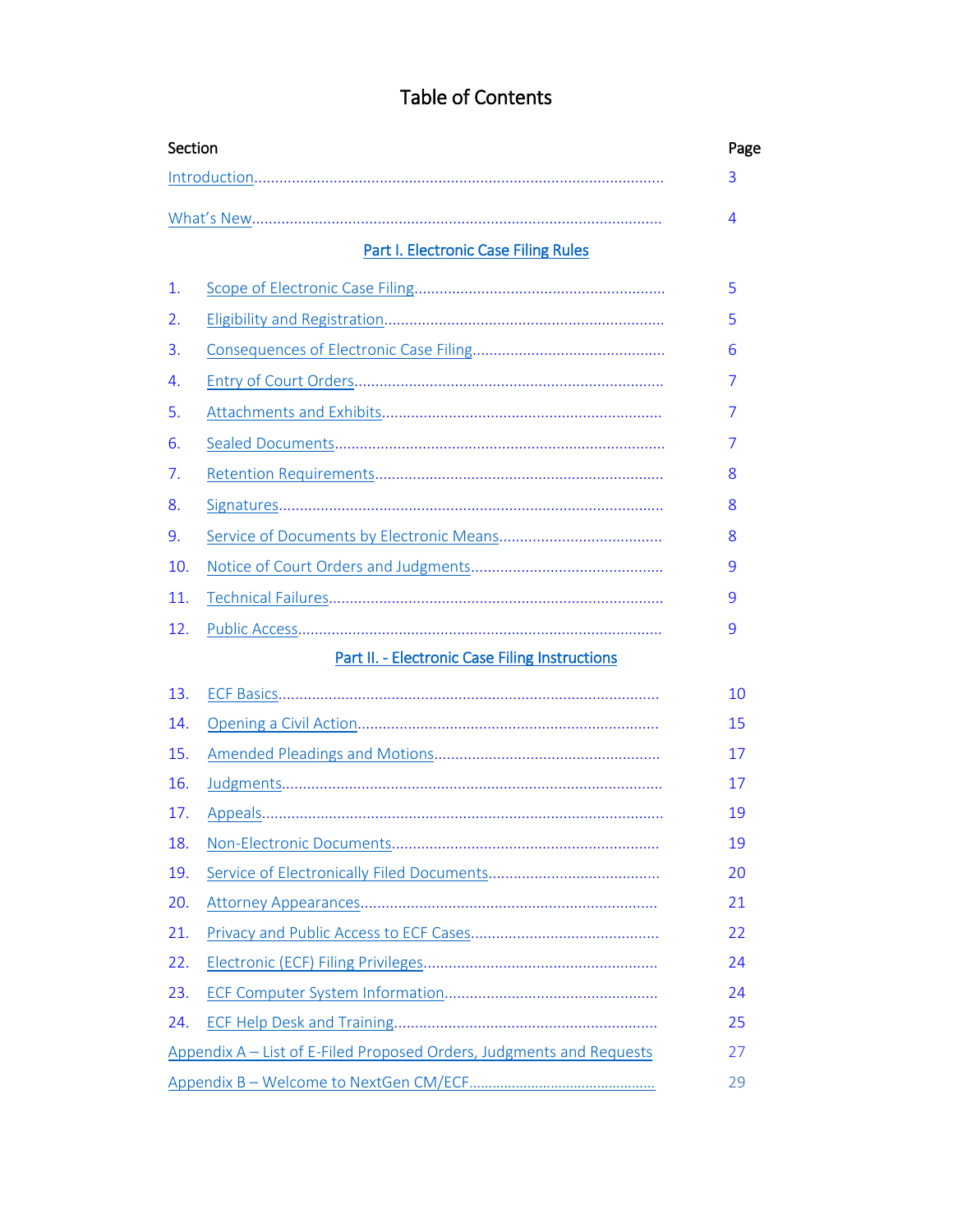# Table of Contents

| Section | Page |
|---|---|
| Introduction | 3 |
| What's New | 4 |
| **Part I. Electronic Case Filing Rules** | |
| 1. Scope of Electronic Case Filing | 5 |
| 2. Eligibility and Registration | 5 |
| 3. Consequences of Electronic Case Filing | 6 |
| 4. Entry of Court Orders | 7 |
| 5. Attachments and Exhibits | 7 |
| 6. Sealed Documents | 7 |
| 7. Retention Requirements | 8 |
| 8. Signatures | 8 |
| 9. Service of Documents by Electronic Means | 8 |
| 10. Notice of Court Orders and Judgments | 9 |
| 11. Technical Failures | 9 |
| 12. Public Access | 9 |
| **Part II. - Electronic Case Filing Instructions** | |
| 13. ECF Basics | 10 |
| 14. Opening a Civil Action | 15 |
| 15. Amended Pleadings and Motions | 17 |
| 16. Judgments | 17 |
| 17. Appeals | 19 |
| 18. Non-Electronic Documents | 19 |
| 19. Service of Electronically Filed Documents | 20 |
| 20. Attorney Appearances | 21 |
| 21. Privacy and Public Access to ECF Cases | 22 |
| 22. Electronic (ECF) Filing Privileges | 24 |
| 23. ECF Computer System Information | 24 |
| 24. ECF Help Desk and Training | 25 |
| Appendix A – List of E-Filed Proposed Orders, Judgments and Requests | 27 |
| Appendix B – Welcome to NextGen CM/ECF | 29 |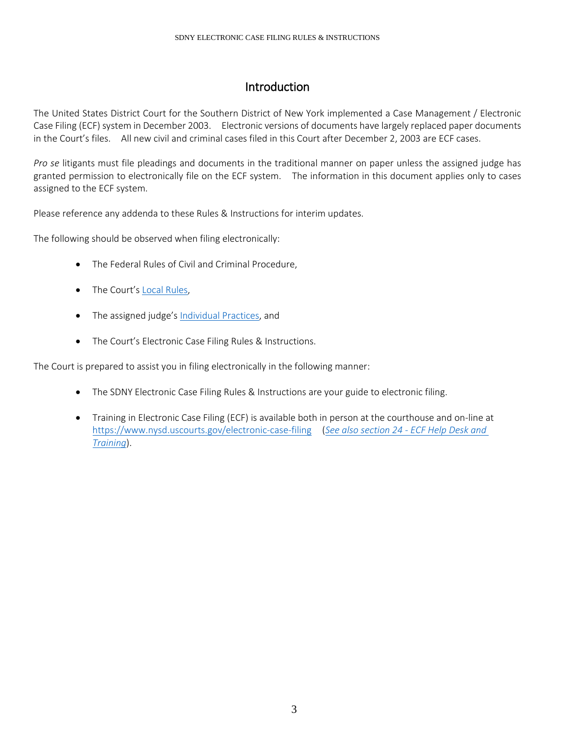# Introduction

The United States District Court for the Southern District of New York implemented a Case Management / Electronic Case Filing (ECF) system in December 2003. Electronic versions of documents have largely replaced paper documents in the Court's files. All new civil and criminal cases filed in this Court after December 2, 2003 are ECF cases.

*Pro se* litigants must file pleadings and documents in the traditional manner on paper unless the assigned judge has granted permission to electronically file on the ECF system. The information in this document applies only to cases assigned to the ECF system.

Please reference any addenda to these Rules & Instructions for interim updates.

The following should be observed when filing electronically:

- The Federal Rules of Civil and Criminal Procedure,
- The Court's Local Rules,
- The assigned judge's Individual Practices, and
- The Court's Electronic Case Filing Rules & Instructions.

The Court is prepared to assist you in filing electronically in the following manner:

- The SDNY Electronic Case Filing Rules & Instructions are your guide to electronic filing.
- Training in Electronic Case Filing (ECF) is available both in person at the courthouse and on-line at https://www.nysd.uscourts.gov/electronic-case-filing (*See also section 24 - ECF Help Desk and Training*).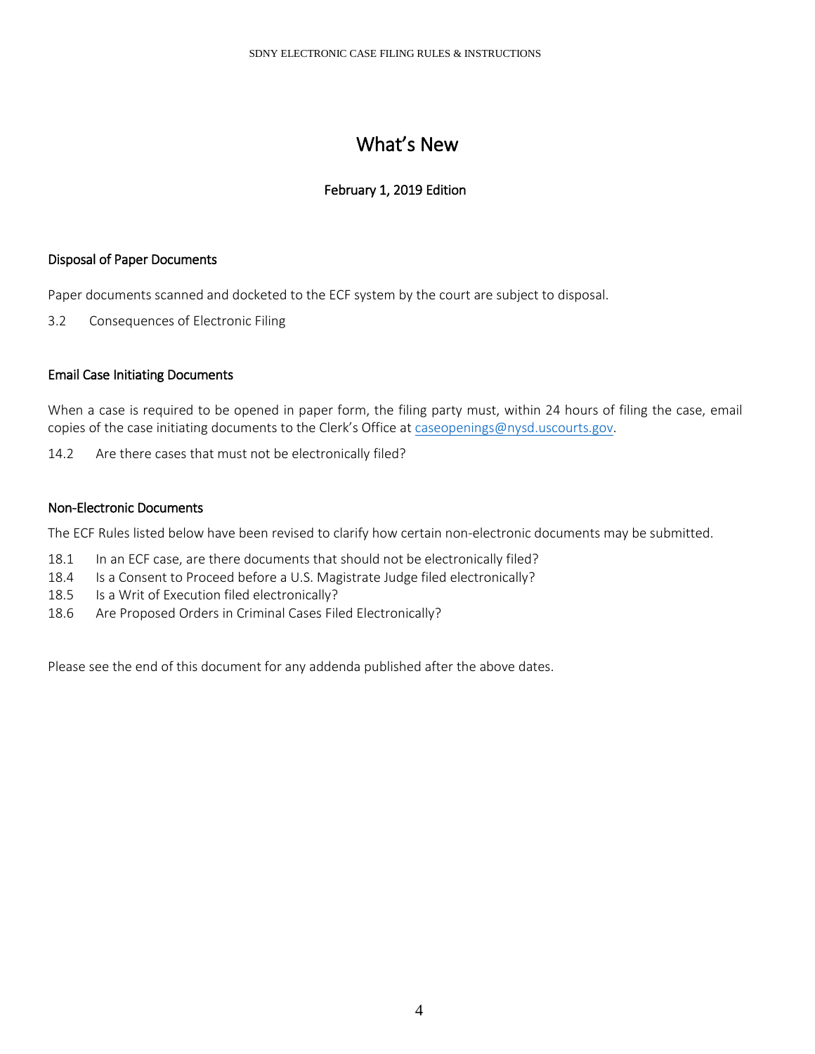# What's New

## February 1, 2019 Edition

### Disposal of Paper Documents

Paper documents scanned and docketed to the ECF system by the court are subject to disposal.

3.2 Consequences of Electronic Filing

### Email Case Initiating Documents

When a case is required to be opened in paper form, the filing party must, within 24 hours of filing the case, email copies of the case initiating documents to the Clerk's Office at caseopenings@nysd.uscourts.gov.

14.2 Are there cases that must not be electronically filed?

### Non-Electronic Documents

The ECF Rules listed below have been revised to clarify how certain non-electronic documents may be submitted.

18.1 In an ECF case, are there documents that should not be electronically filed?
18.4 Is a Consent to Proceed before a U.S. Magistrate Judge filed electronically?
18.5 Is a Writ of Execution filed electronically?
18.6 Are Proposed Orders in Criminal Cases Filed Electronically?

Please see the end of this document for any addenda published after the above dates.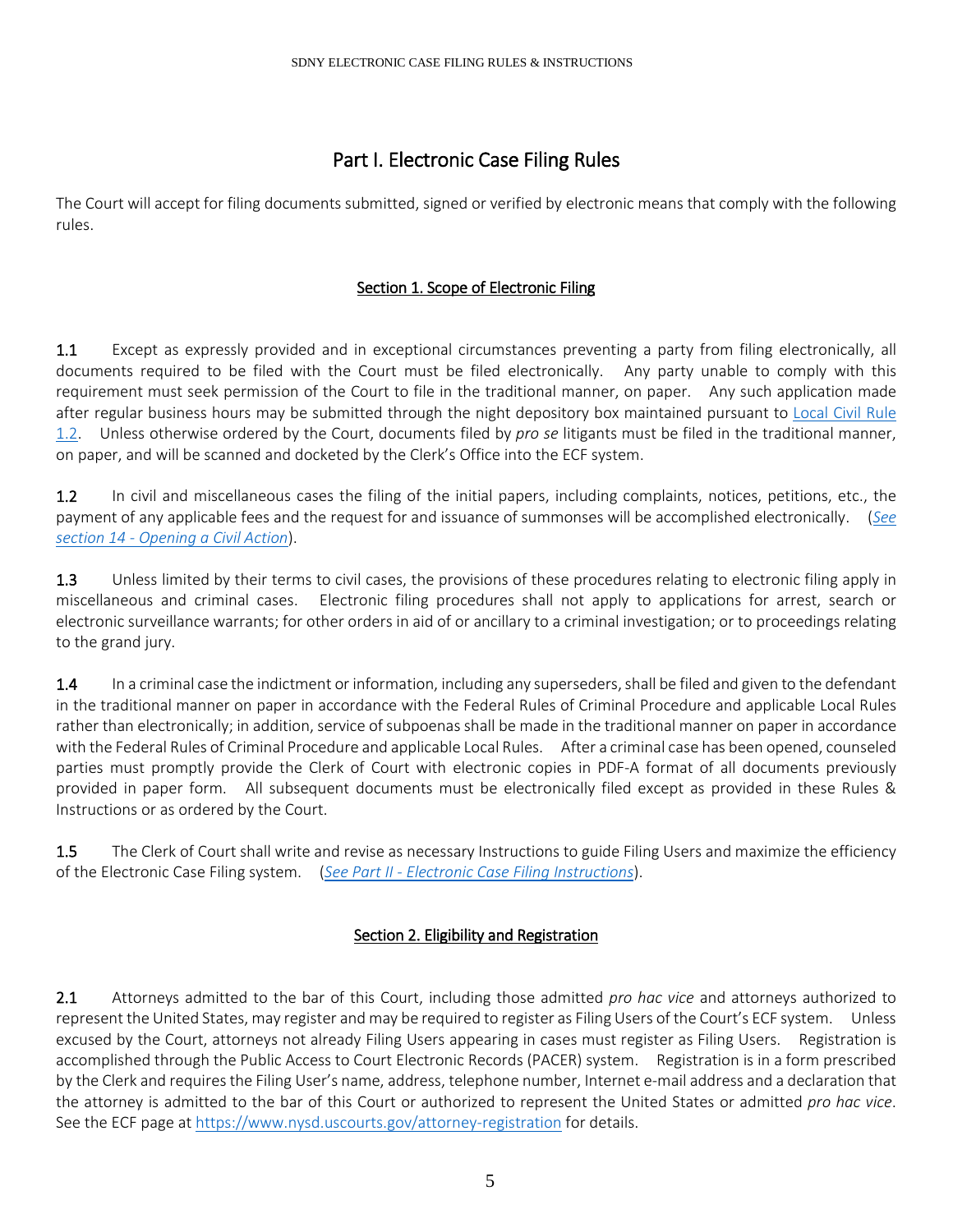# Part I. Electronic Case Filing Rules

The Court will accept for filing documents submitted, signed or verified by electronic means that comply with the following rules.

## Section 1. Scope of Electronic Filing

**1.1** Except as expressly provided and in exceptional circumstances preventing a party from filing electronically, all documents required to be filed with the Court must be filed electronically. Any party unable to comply with this requirement must seek permission of the Court to file in the traditional manner, on paper. Any such application made after regular business hours may be submitted through the night depository box maintained pursuant to Local Civil Rule 1.2. Unless otherwise ordered by the Court, documents filed by *pro se* litigants must be filed in the traditional manner, on paper, and will be scanned and docketed by the Clerk's Office into the ECF system.

**1.2** In civil and miscellaneous cases the filing of the initial papers, including complaints, notices, petitions, etc., the payment of any applicable fees and the request for and issuance of summonses will be accomplished electronically. (*See section 14 - Opening a Civil Action*).

**1.3** Unless limited by their terms to civil cases, the provisions of these procedures relating to electronic filing apply in miscellaneous and criminal cases. Electronic filing procedures shall not apply to applications for arrest, search or electronic surveillance warrants; for other orders in aid of or ancillary to a criminal investigation; or to proceedings relating to the grand jury.

**1.4** In a criminal case the indictment or information, including any superseders, shall be filed and given to the defendant in the traditional manner on paper in accordance with the Federal Rules of Criminal Procedure and applicable Local Rules rather than electronically; in addition, service of subpoenas shall be made in the traditional manner on paper in accordance with the Federal Rules of Criminal Procedure and applicable Local Rules. After a criminal case has been opened, counseled parties must promptly provide the Clerk of Court with electronic copies in PDF-A format of all documents previously provided in paper form. All subsequent documents must be electronically filed except as provided in these Rules & Instructions or as ordered by the Court.

**1.5** The Clerk of Court shall write and revise as necessary Instructions to guide Filing Users and maximize the efficiency of the Electronic Case Filing system. (*See Part II - Electronic Case Filing Instructions*).

## Section 2. Eligibility and Registration

**2.1** Attorneys admitted to the bar of this Court, including those admitted *pro hac vice* and attorneys authorized to represent the United States, may register and may be required to register as Filing Users of the Court's ECF system. Unless excused by the Court, attorneys not already Filing Users appearing in cases must register as Filing Users. Registration is accomplished through the Public Access to Court Electronic Records (PACER) system. Registration is in a form prescribed by the Clerk and requires the Filing User's name, address, telephone number, Internet e-mail address and a declaration that the attorney is admitted to the bar of this Court or authorized to represent the United States or admitted *pro hac vice*. See the ECF page at https://www.nysd.uscourts.gov/attorney-registration for details.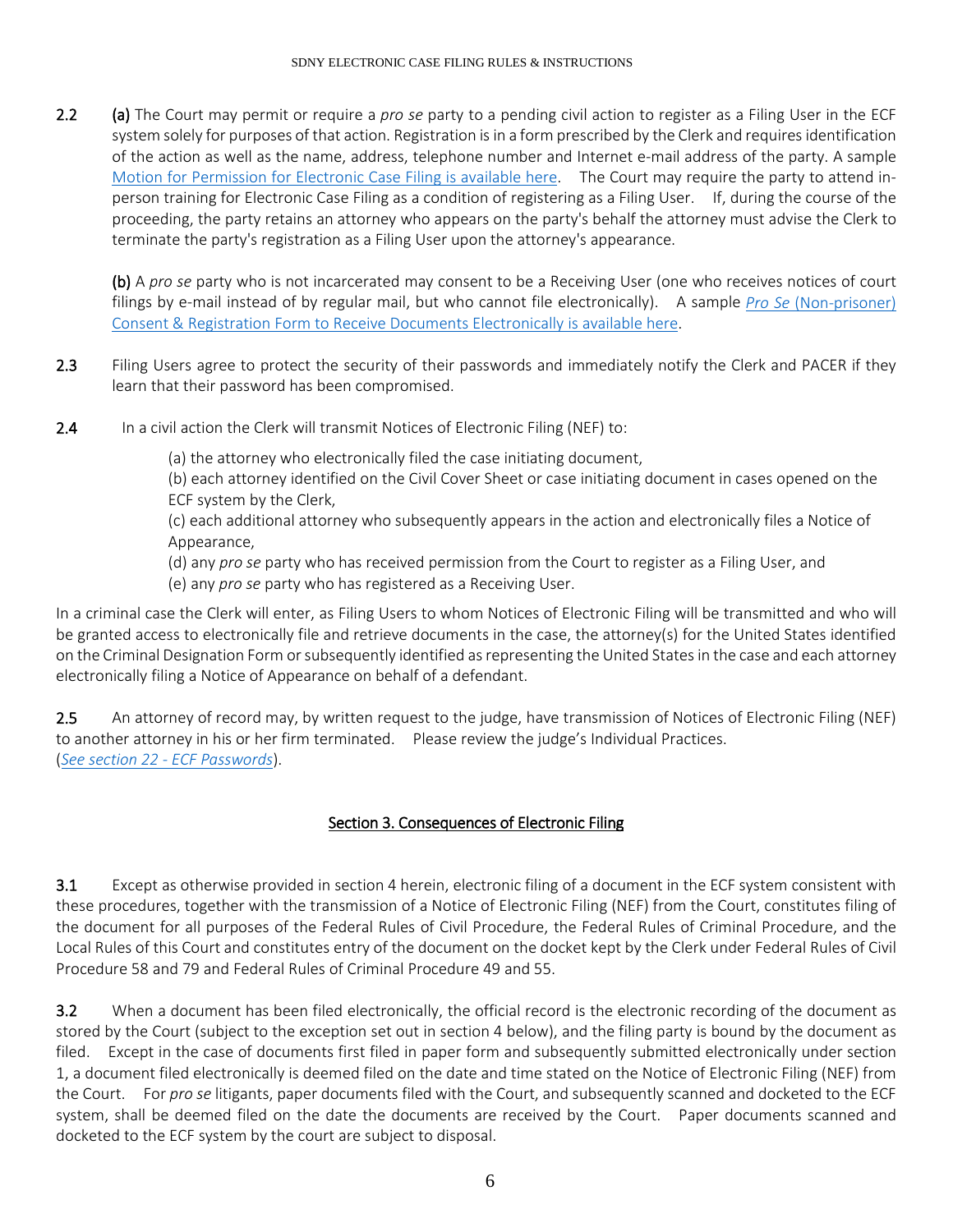**2.2** **(a)** The Court may permit or require a *pro se* party to a pending civil action to register as a Filing User in the ECF system solely for purposes of that action. Registration is in a form prescribed by the Clerk and requires identification of the action as well as the name, address, telephone number and Internet e-mail address of the party. A sample Motion for Permission for Electronic Case Filing is available here. The Court may require the party to attend in-person training for Electronic Case Filing as a condition of registering as a Filing User. If, during the course of the proceeding, the party retains an attorney who appears on the party's behalf the attorney must advise the Clerk to terminate the party's registration as a Filing User upon the attorney's appearance.

**(b)** A *pro se* party who is not incarcerated may consent to be a Receiving User (one who receives notices of court filings by e-mail instead of by regular mail, but who cannot file electronically). A sample *Pro Se* (Non-prisoner) Consent & Registration Form to Receive Documents Electronically is available here.

**2.3** Filing Users agree to protect the security of their passwords and immediately notify the Clerk and PACER if they learn that their password has been compromised.

**2.4** In a civil action the Clerk will transmit Notices of Electronic Filing (NEF) to:

(a) the attorney who electronically filed the case initiating document,
(b) each attorney identified on the Civil Cover Sheet or case initiating document in cases opened on the ECF system by the Clerk,
(c) each additional attorney who subsequently appears in the action and electronically files a Notice of Appearance,
(d) any *pro se* party who has received permission from the Court to register as a Filing User, and
(e) any *pro se* party who has registered as a Receiving User.

In a criminal case the Clerk will enter, as Filing Users to whom Notices of Electronic Filing will be transmitted and who will be granted access to electronically file and retrieve documents in the case, the attorney(s) for the United States identified on the Criminal Designation Form or subsequently identified as representing the United States in the case and each attorney electronically filing a Notice of Appearance on behalf of a defendant.

**2.5** An attorney of record may, by written request to the judge, have transmission of Notices of Electronic Filing (NEF) to another attorney in his or her firm terminated. Please review the judge's Individual Practices.
(*See section 22 - ECF Passwords*).

## Section 3. Consequences of Electronic Filing

**3.1** Except as otherwise provided in section 4 herein, electronic filing of a document in the ECF system consistent with these procedures, together with the transmission of a Notice of Electronic Filing (NEF) from the Court, constitutes filing of the document for all purposes of the Federal Rules of Civil Procedure, the Federal Rules of Criminal Procedure, and the Local Rules of this Court and constitutes entry of the document on the docket kept by the Clerk under Federal Rules of Civil Procedure 58 and 79 and Federal Rules of Criminal Procedure 49 and 55.

**3.2** When a document has been filed electronically, the official record is the electronic recording of the document as stored by the Court (subject to the exception set out in section 4 below), and the filing party is bound by the document as filed. Except in the case of documents first filed in paper form and subsequently submitted electronically under section 1, a document filed electronically is deemed filed on the date and time stated on the Notice of Electronic Filing (NEF) from the Court. For *pro se* litigants, paper documents filed with the Court, and subsequently scanned and docketed to the ECF system, shall be deemed filed on the date the documents are received by the Court. Paper documents scanned and docketed to the ECF system by the court are subject to disposal.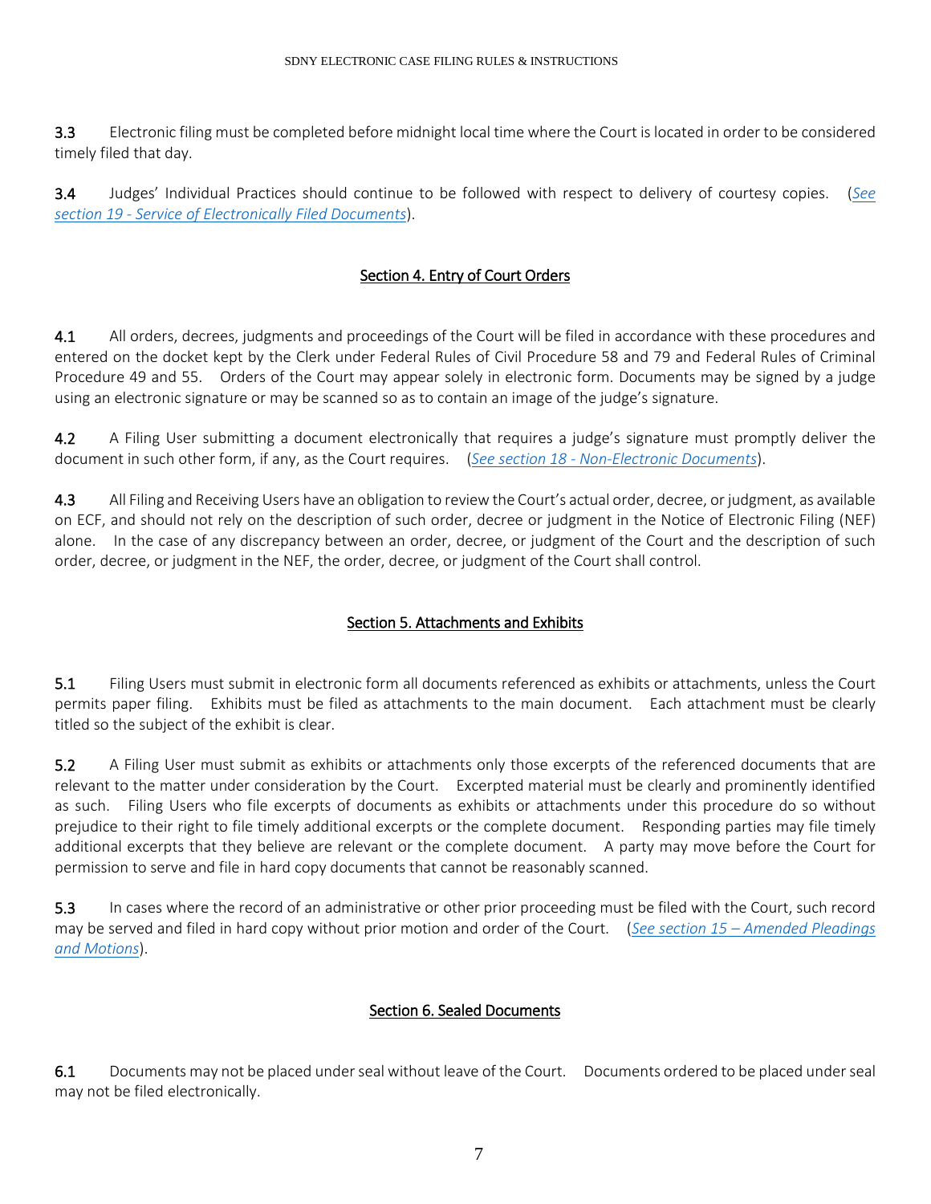**3.3** Electronic filing must be completed before midnight local time where the Court is located in order to be considered timely filed that day.

**3.4** Judges' Individual Practices should continue to be followed with respect to delivery of courtesy copies. (*See section 19 - Service of Electronically Filed Documents*).

## Section 4. Entry of Court Orders

**4.1** All orders, decrees, judgments and proceedings of the Court will be filed in accordance with these procedures and entered on the docket kept by the Clerk under Federal Rules of Civil Procedure 58 and 79 and Federal Rules of Criminal Procedure 49 and 55. Orders of the Court may appear solely in electronic form. Documents may be signed by a judge using an electronic signature or may be scanned so as to contain an image of the judge's signature.

**4.2** A Filing User submitting a document electronically that requires a judge's signature must promptly deliver the document in such other form, if any, as the Court requires. (*See section 18 - Non-Electronic Documents*).

**4.3** All Filing and Receiving Users have an obligation to review the Court's actual order, decree, or judgment, as available on ECF, and should not rely on the description of such order, decree or judgment in the Notice of Electronic Filing (NEF) alone. In the case of any discrepancy between an order, decree, or judgment of the Court and the description of such order, decree, or judgment in the NEF, the order, decree, or judgment of the Court shall control.

## Section 5. Attachments and Exhibits

**5.1** Filing Users must submit in electronic form all documents referenced as exhibits or attachments, unless the Court permits paper filing. Exhibits must be filed as attachments to the main document. Each attachment must be clearly titled so the subject of the exhibit is clear.

**5.2** A Filing User must submit as exhibits or attachments only those excerpts of the referenced documents that are relevant to the matter under consideration by the Court. Excerpted material must be clearly and prominently identified as such. Filing Users who file excerpts of documents as exhibits or attachments under this procedure do so without prejudice to their right to file timely additional excerpts or the complete document. Responding parties may file timely additional excerpts that they believe are relevant or the complete document. A party may move before the Court for permission to serve and file in hard copy documents that cannot be reasonably scanned.

**5.3** In cases where the record of an administrative or other prior proceeding must be filed with the Court, such record may be served and filed in hard copy without prior motion and order of the Court. (*See section 15 – Amended Pleadings and Motions*).

## Section 6. Sealed Documents

**6.1** Documents may not be placed under seal without leave of the Court. Documents ordered to be placed under seal may not be filed electronically.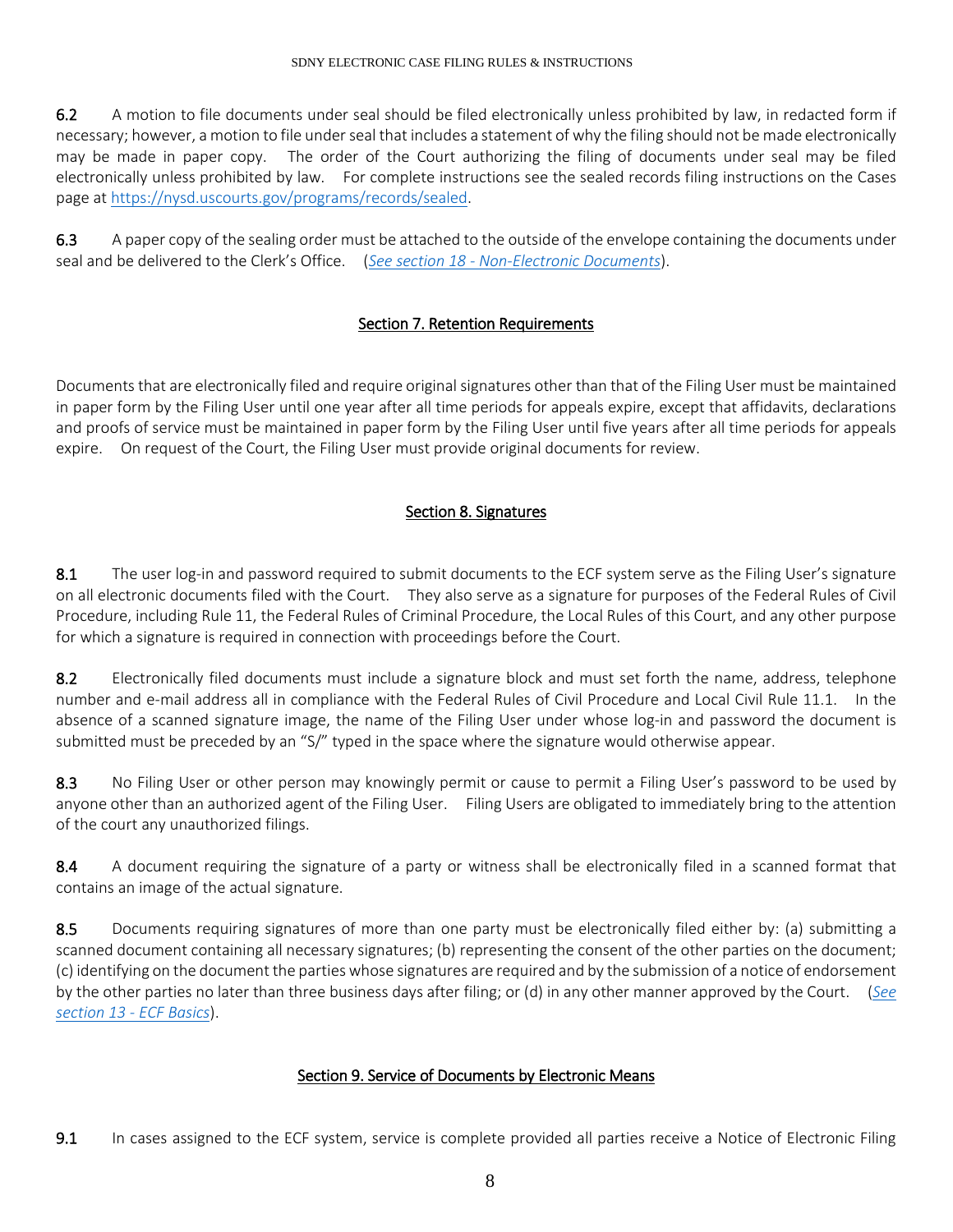**6.2** A motion to file documents under seal should be filed electronically unless prohibited by law, in redacted form if necessary; however, a motion to file under seal that includes a statement of why the filing should not be made electronically may be made in paper copy. The order of the Court authorizing the filing of documents under seal may be filed electronically unless prohibited by law. For complete instructions see the sealed records filing instructions on the Cases page at https://nysd.uscourts.gov/programs/records/sealed.

**6.3** A paper copy of the sealing order must be attached to the outside of the envelope containing the documents under seal and be delivered to the Clerk's Office. (*See section 18 - Non-Electronic Documents*).

## Section 7. Retention Requirements

Documents that are electronically filed and require original signatures other than that of the Filing User must be maintained in paper form by the Filing User until one year after all time periods for appeals expire, except that affidavits, declarations and proofs of service must be maintained in paper form by the Filing User until five years after all time periods for appeals expire. On request of the Court, the Filing User must provide original documents for review.

## Section 8. Signatures

**8.1** The user log-in and password required to submit documents to the ECF system serve as the Filing User's signature on all electronic documents filed with the Court. They also serve as a signature for purposes of the Federal Rules of Civil Procedure, including Rule 11, the Federal Rules of Criminal Procedure, the Local Rules of this Court, and any other purpose for which a signature is required in connection with proceedings before the Court.

**8.2** Electronically filed documents must include a signature block and must set forth the name, address, telephone number and e-mail address all in compliance with the Federal Rules of Civil Procedure and Local Civil Rule 11.1. In the absence of a scanned signature image, the name of the Filing User under whose log-in and password the document is submitted must be preceded by an "S/" typed in the space where the signature would otherwise appear.

**8.3** No Filing User or other person may knowingly permit or cause to permit a Filing User's password to be used by anyone other than an authorized agent of the Filing User. Filing Users are obligated to immediately bring to the attention of the court any unauthorized filings.

**8.4** A document requiring the signature of a party or witness shall be electronically filed in a scanned format that contains an image of the actual signature.

**8.5** Documents requiring signatures of more than one party must be electronically filed either by: (a) submitting a scanned document containing all necessary signatures; (b) representing the consent of the other parties on the document; (c) identifying on the document the parties whose signatures are required and by the submission of a notice of endorsement by the other parties no later than three business days after filing; or (d) in any other manner approved by the Court. (*See section 13 - ECF Basics*).

## Section 9. Service of Documents by Electronic Means

**9.1** In cases assigned to the ECF system, service is complete provided all parties receive a Notice of Electronic Filing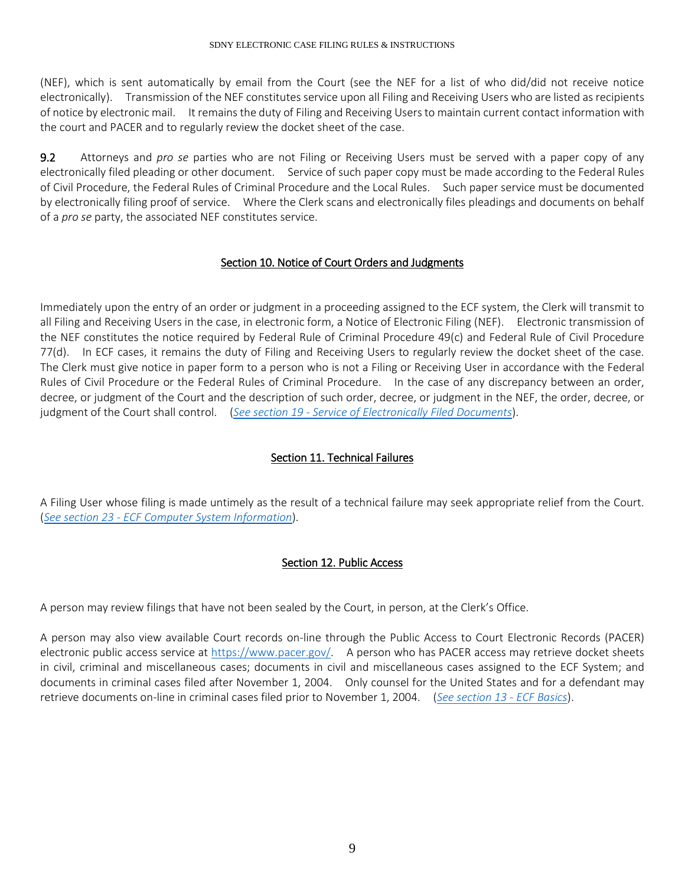(NEF), which is sent automatically by email from the Court (see the NEF for a list of who did/did not receive notice electronically). Transmission of the NEF constitutes service upon all Filing and Receiving Users who are listed as recipients of notice by electronic mail. It remains the duty of Filing and Receiving Users to maintain current contact information with the court and PACER and to regularly review the docket sheet of the case.

**9.2** Attorneys and *pro se* parties who are not Filing or Receiving Users must be served with a paper copy of any electronically filed pleading or other document. Service of such paper copy must be made according to the Federal Rules of Civil Procedure, the Federal Rules of Criminal Procedure and the Local Rules. Such paper service must be documented by electronically filing proof of service. Where the Clerk scans and electronically files pleadings and documents on behalf of a *pro se* party, the associated NEF constitutes service.

## Section 10. Notice of Court Orders and Judgments

Immediately upon the entry of an order or judgment in a proceeding assigned to the ECF system, the Clerk will transmit to all Filing and Receiving Users in the case, in electronic form, a Notice of Electronic Filing (NEF). Electronic transmission of the NEF constitutes the notice required by Federal Rule of Criminal Procedure 49(c) and Federal Rule of Civil Procedure 77(d). In ECF cases, it remains the duty of Filing and Receiving Users to regularly review the docket sheet of the case. The Clerk must give notice in paper form to a person who is not a Filing or Receiving User in accordance with the Federal Rules of Civil Procedure or the Federal Rules of Criminal Procedure. In the case of any discrepancy between an order, decree, or judgment of the Court and the description of such order, decree, or judgment in the NEF, the order, decree, or judgment of the Court shall control. (*See section 19 - Service of Electronically Filed Documents*).

## Section 11. Technical Failures

A Filing User whose filing is made untimely as the result of a technical failure may seek appropriate relief from the Court. (*See section 23 - ECF Computer System Information*).

## Section 12. Public Access

A person may review filings that have not been sealed by the Court, in person, at the Clerk's Office.

A person may also view available Court records on-line through the Public Access to Court Electronic Records (PACER) electronic public access service at https://www.pacer.gov/. A person who has PACER access may retrieve docket sheets in civil, criminal and miscellaneous cases; documents in civil and miscellaneous cases assigned to the ECF System; and documents in criminal cases filed after November 1, 2004. Only counsel for the United States and for a defendant may retrieve documents on-line in criminal cases filed prior to November 1, 2004. (*See section 13 - ECF Basics*).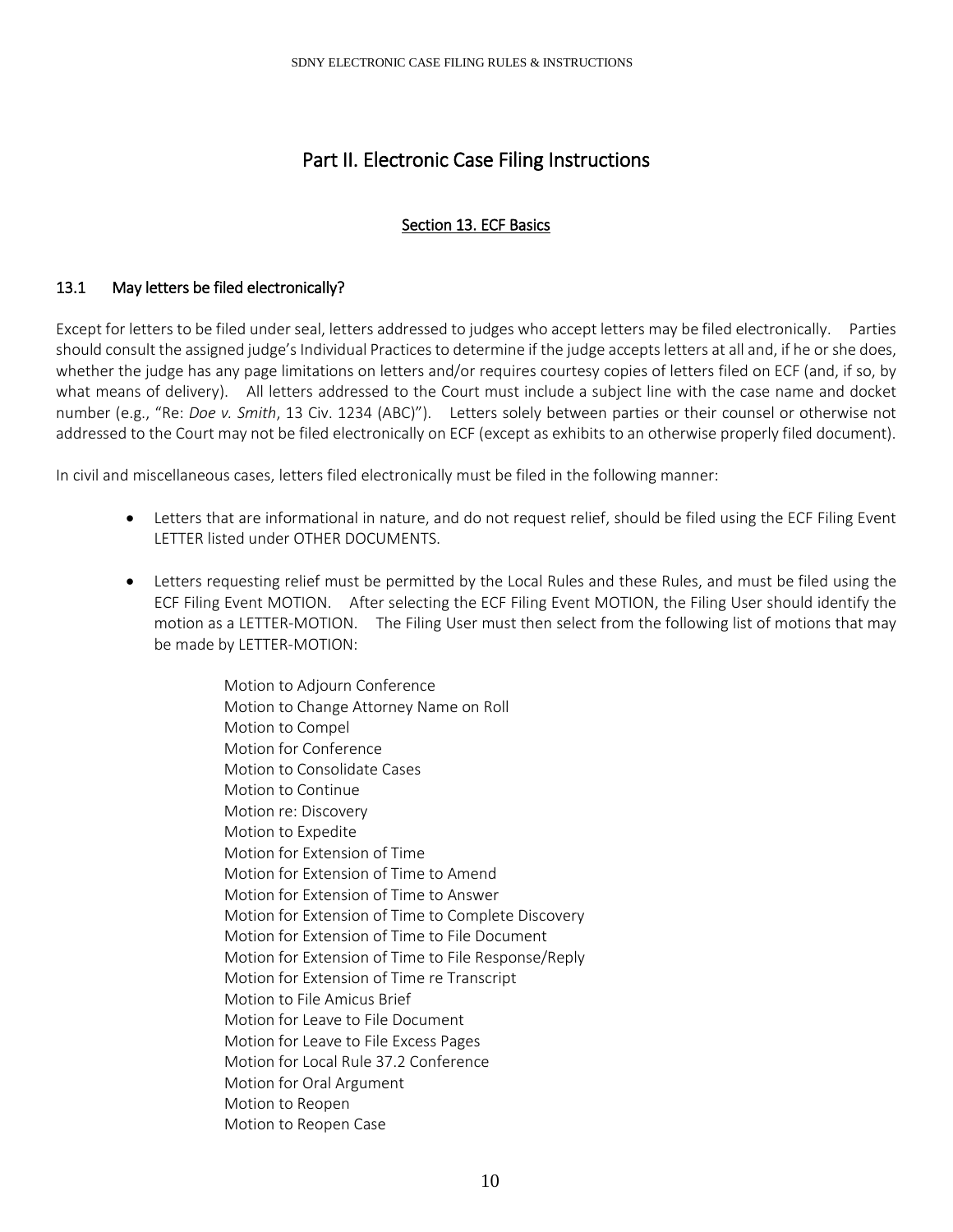# Part II. Electronic Case Filing Instructions

## Section 13. ECF Basics

### 13.1 May letters be filed electronically?

Except for letters to be filed under seal, letters addressed to judges who accept letters may be filed electronically. Parties should consult the assigned judge's Individual Practices to determine if the judge accepts letters at all and, if he or she does, whether the judge has any page limitations on letters and/or requires courtesy copies of letters filed on ECF (and, if so, by what means of delivery). All letters addressed to the Court must include a subject line with the case name and docket number (e.g., "Re: *Doe v. Smith*, 13 Civ. 1234 (ABC)"). Letters solely between parties or their counsel or otherwise not addressed to the Court may not be filed electronically on ECF (except as exhibits to an otherwise properly filed document).

In civil and miscellaneous cases, letters filed electronically must be filed in the following manner:

- Letters that are informational in nature, and do not request relief, should be filed using the ECF Filing Event LETTER listed under OTHER DOCUMENTS.

- Letters requesting relief must be permitted by the Local Rules and these Rules, and must be filed using the ECF Filing Event MOTION. After selecting the ECF Filing Event MOTION, the Filing User should identify the motion as a LETTER-MOTION. The Filing User must then select from the following list of motions that may be made by LETTER-MOTION:

  Motion to Adjourn Conference
  Motion to Change Attorney Name on Roll
  Motion to Compel
  Motion for Conference
  Motion to Consolidate Cases
  Motion to Continue
  Motion re: Discovery
  Motion to Expedite
  Motion for Extension of Time
  Motion for Extension of Time to Amend
  Motion for Extension of Time to Answer
  Motion for Extension of Time to Complete Discovery
  Motion for Extension of Time to File Document
  Motion for Extension of Time to File Response/Reply
  Motion for Extension of Time re Transcript
  Motion to File Amicus Brief
  Motion for Leave to File Document
  Motion for Leave to File Excess Pages
  Motion for Local Rule 37.2 Conference
  Motion for Oral Argument
  Motion to Reopen
  Motion to Reopen Case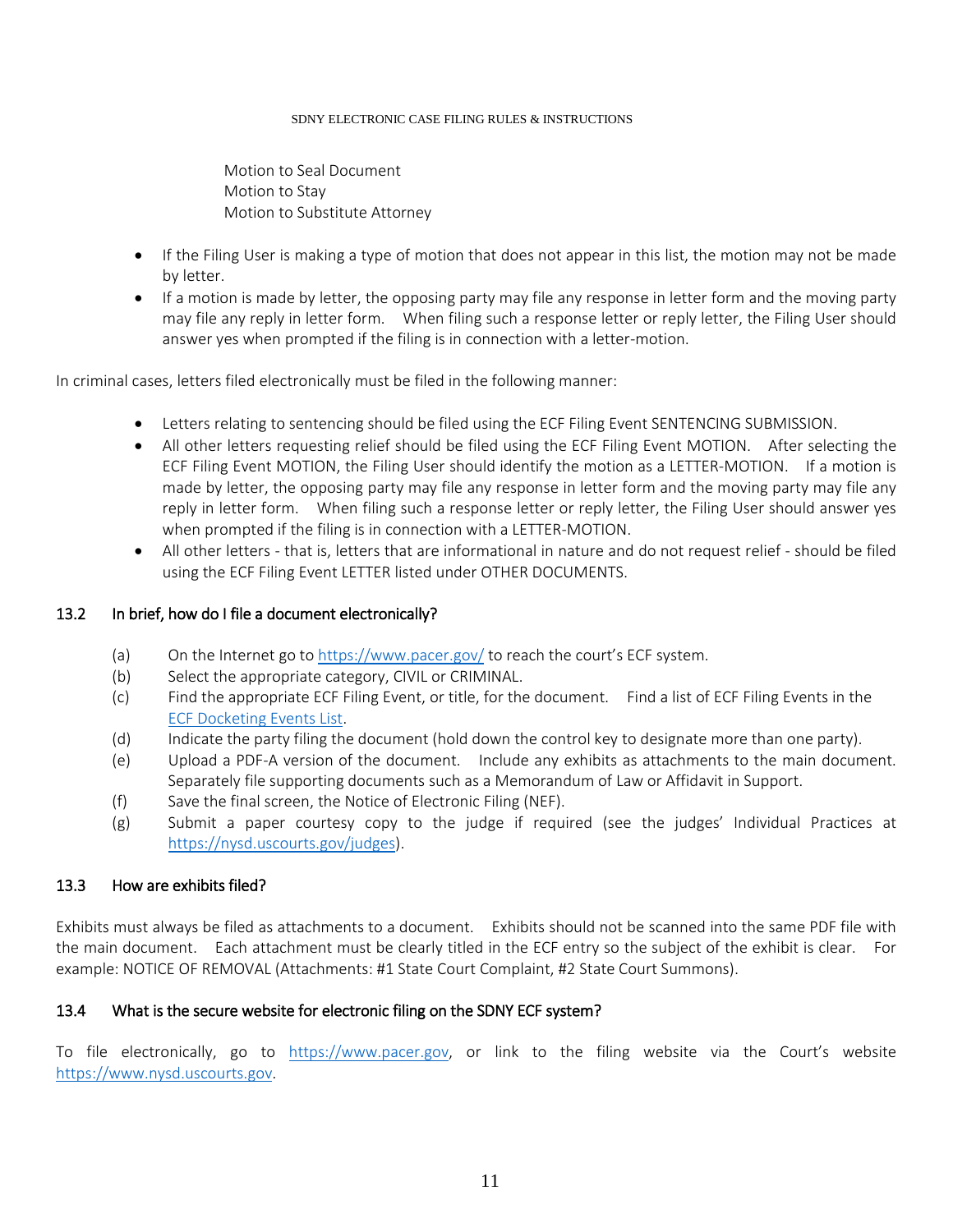Motion to Seal Document
Motion to Stay
Motion to Substitute Attorney

- If the Filing User is making a type of motion that does not appear in this list, the motion may not be made by letter.
- If a motion is made by letter, the opposing party may file any response in letter form and the moving party may file any reply in letter form. When filing such a response letter or reply letter, the Filing User should answer yes when prompted if the filing is in connection with a letter-motion.

In criminal cases, letters filed electronically must be filed in the following manner:

- Letters relating to sentencing should be filed using the ECF Filing Event SENTENCING SUBMISSION.
- All other letters requesting relief should be filed using the ECF Filing Event MOTION. After selecting the ECF Filing Event MOTION, the Filing User should identify the motion as a LETTER-MOTION. If a motion is made by letter, the opposing party may file any response in letter form and the moving party may file any reply in letter form. When filing such a response letter or reply letter, the Filing User should answer yes when prompted if the filing is in connection with a LETTER-MOTION.
- All other letters - that is, letters that are informational in nature and do not request relief - should be filed using the ECF Filing Event LETTER listed under OTHER DOCUMENTS.

### 13.2 In brief, how do I file a document electronically?

(a) On the Internet go to https://www.pacer.gov/ to reach the court's ECF system.
(b) Select the appropriate category, CIVIL or CRIMINAL.
(c) Find the appropriate ECF Filing Event, or title, for the document. Find a list of ECF Filing Events in the ECF Docketing Events List.
(d) Indicate the party filing the document (hold down the control key to designate more than one party).
(e) Upload a PDF-A version of the document. Include any exhibits as attachments to the main document. Separately file supporting documents such as a Memorandum of Law or Affidavit in Support.
(f) Save the final screen, the Notice of Electronic Filing (NEF).
(g) Submit a paper courtesy copy to the judge if required (see the judges' Individual Practices at https://nysd.uscourts.gov/judges).

### 13.3 How are exhibits filed?

Exhibits must always be filed as attachments to a document. Exhibits should not be scanned into the same PDF file with the main document. Each attachment must be clearly titled in the ECF entry so the subject of the exhibit is clear. For example: NOTICE OF REMOVAL (Attachments: #1 State Court Complaint, #2 State Court Summons).

### 13.4 What is the secure website for electronic filing on the SDNY ECF system?

To file electronically, go to https://www.pacer.gov, or link to the filing website via the Court's website https://www.nysd.uscourts.gov.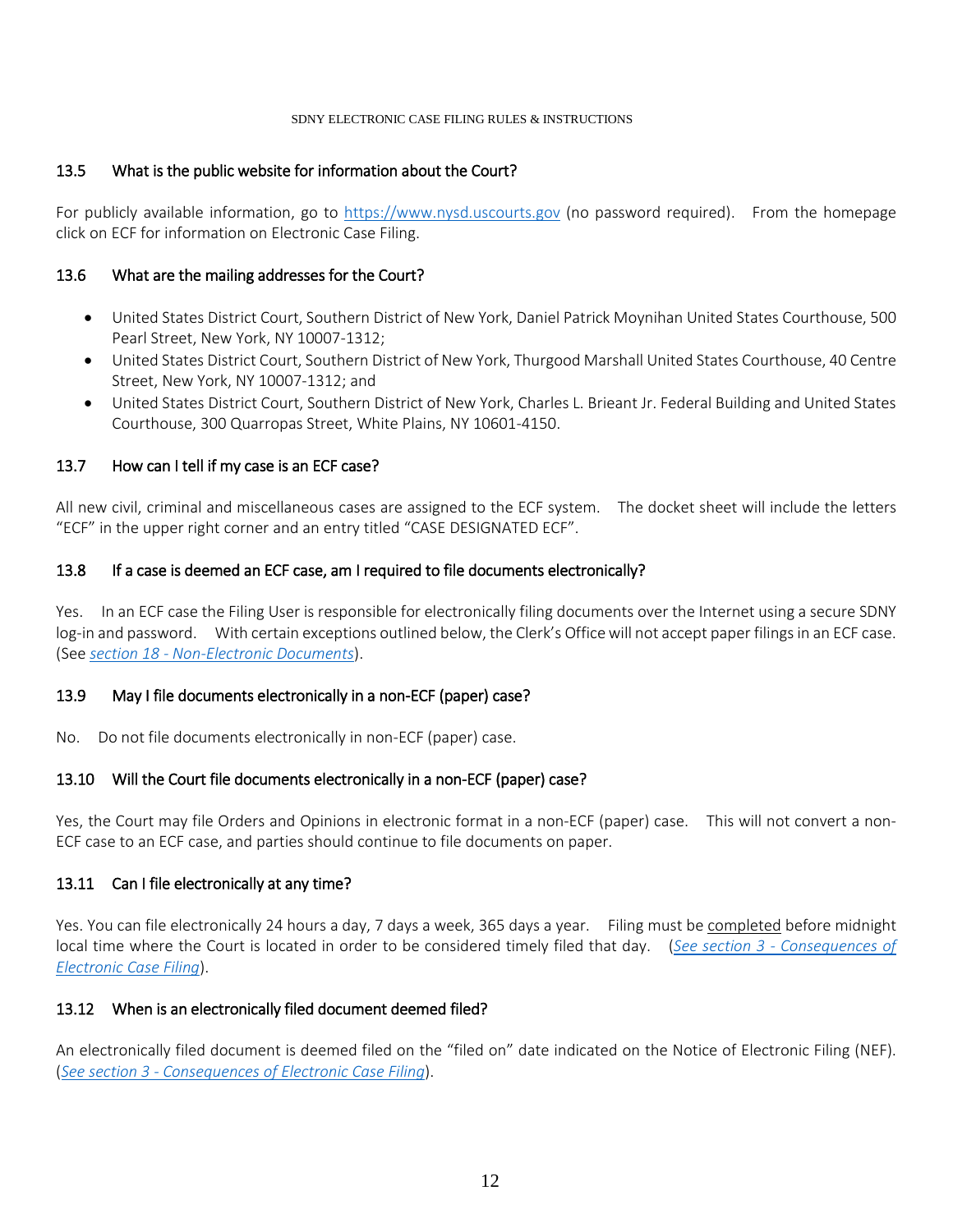### 13.5 What is the public website for information about the Court?

For publicly available information, go to [https://www.nysd.uscourts.gov](https://www.nysd.uscourts.gov) (no password required). From the homepage click on ECF for information on Electronic Case Filing.

### 13.6 What are the mailing addresses for the Court?

- United States District Court, Southern District of New York, Daniel Patrick Moynihan United States Courthouse, 500 Pearl Street, New York, NY 10007-1312;
- United States District Court, Southern District of New York, Thurgood Marshall United States Courthouse, 40 Centre Street, New York, NY 10007-1312; and
- United States District Court, Southern District of New York, Charles L. Brieant Jr. Federal Building and United States Courthouse, 300 Quarropas Street, White Plains, NY 10601-4150.

### 13.7 How can I tell if my case is an ECF case?

All new civil, criminal and miscellaneous cases are assigned to the ECF system. The docket sheet will include the letters "ECF" in the upper right corner and an entry titled "CASE DESIGNATED ECF".

### 13.8 If a case is deemed an ECF case, am I required to file documents electronically?

Yes. In an ECF case the Filing User is responsible for electronically filing documents over the Internet using a secure SDNY log-in and password. With certain exceptions outlined below, the Clerk's Office will not accept paper filings in an ECF case. (See *section 18 - Non-Electronic Documents*).

### 13.9 May I file documents electronically in a non-ECF (paper) case?

No. Do not file documents electronically in non-ECF (paper) case.

### 13.10 Will the Court file documents electronically in a non-ECF (paper) case?

Yes, the Court may file Orders and Opinions in electronic format in a non-ECF (paper) case. This will not convert a non-ECF case to an ECF case, and parties should continue to file documents on paper.

### 13.11 Can I file electronically at any time?

Yes. You can file electronically 24 hours a day, 7 days a week, 365 days a year. Filing must be <u>completed</u> before midnight local time where the Court is located in order to be considered timely filed that day. (*See section 3 - Consequences of Electronic Case Filing*).

### 13.12 When is an electronically filed document deemed filed?

An electronically filed document is deemed filed on the "filed on" date indicated on the Notice of Electronic Filing (NEF). (*See section 3 - Consequences of Electronic Case Filing*).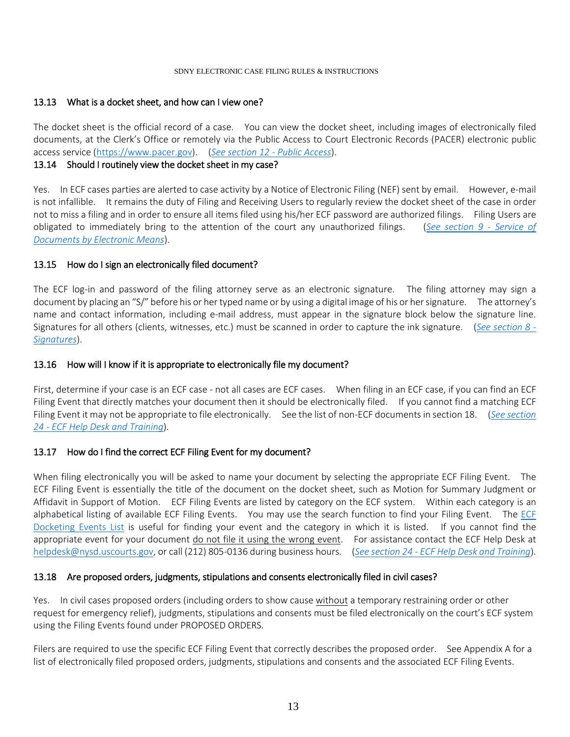### 13.13 What is a docket sheet, and how can I view one?

The docket sheet is the official record of a case. You can view the docket sheet, including images of electronically filed documents, at the Clerk's Office or remotely via the Public Access to Court Electronic Records (PACER) electronic public access service (https://www.pacer.gov). (*See section 12 - Public Access*).

### 13.14 Should I routinely view the docket sheet in my case?

Yes. In ECF cases parties are alerted to case activity by a Notice of Electronic Filing (NEF) sent by email. However, e-mail is not infallible. It remains the duty of Filing and Receiving Users to regularly review the docket sheet of the case in order not to miss a filing and in order to ensure all items filed using his/her ECF password are authorized filings. Filing Users are obligated to immediately bring to the attention of the court any unauthorized filings. (*See section 9 - Service of Documents by Electronic Means*).

### 13.15 How do I sign an electronically filed document?

The ECF log-in and password of the filing attorney serve as an electronic signature. The filing attorney may sign a document by placing an "S/" before his or her typed name or by using a digital image of his or her signature. The attorney's name and contact information, including e-mail address, must appear in the signature block below the signature line. Signatures for all others (clients, witnesses, etc.) must be scanned in order to capture the ink signature. (*See section 8 - Signatures*).

### 13.16 How will I know if it is appropriate to electronically file my document?

First, determine if your case is an ECF case - not all cases are ECF cases. When filing in an ECF case, if you can find an ECF Filing Event that directly matches your document then it should be electronically filed. If you cannot find a matching ECF Filing Event it may not be appropriate to file electronically. See the list of non-ECF documents in section 18. (*See section 24 - ECF Help Desk and Training*).

### 13.17 How do I find the correct ECF Filing Event for my document?

When filing electronically you will be asked to name your document by selecting the appropriate ECF Filing Event. The ECF Filing Event is essentially the title of the document on the docket sheet, such as Motion for Summary Judgment or Affidavit in Support of Motion. ECF Filing Events are listed by category on the ECF system. Within each category is an alphabetical listing of available ECF Filing Events. You may use the search function to find your Filing Event. The ECF Docketing Events List is useful for finding your event and the category in which it is listed. If you cannot find the appropriate event for your document do not file it using the wrong event. For assistance contact the ECF Help Desk at helpdesk@nysd.uscourts.gov, or call (212) 805-0136 during business hours. (*See section 24 - ECF Help Desk and Training*).

### 13.18 Are proposed orders, judgments, stipulations and consents electronically filed in civil cases?

Yes. In civil cases proposed orders (including orders to show cause without a temporary restraining order or other request for emergency relief), judgments, stipulations and consents must be filed electronically on the court's ECF system using the Filing Events found under PROPOSED ORDERS.

Filers are required to use the specific ECF Filing Event that correctly describes the proposed order. See Appendix A for a list of electronically filed proposed orders, judgments, stipulations and consents and the associated ECF Filing Events.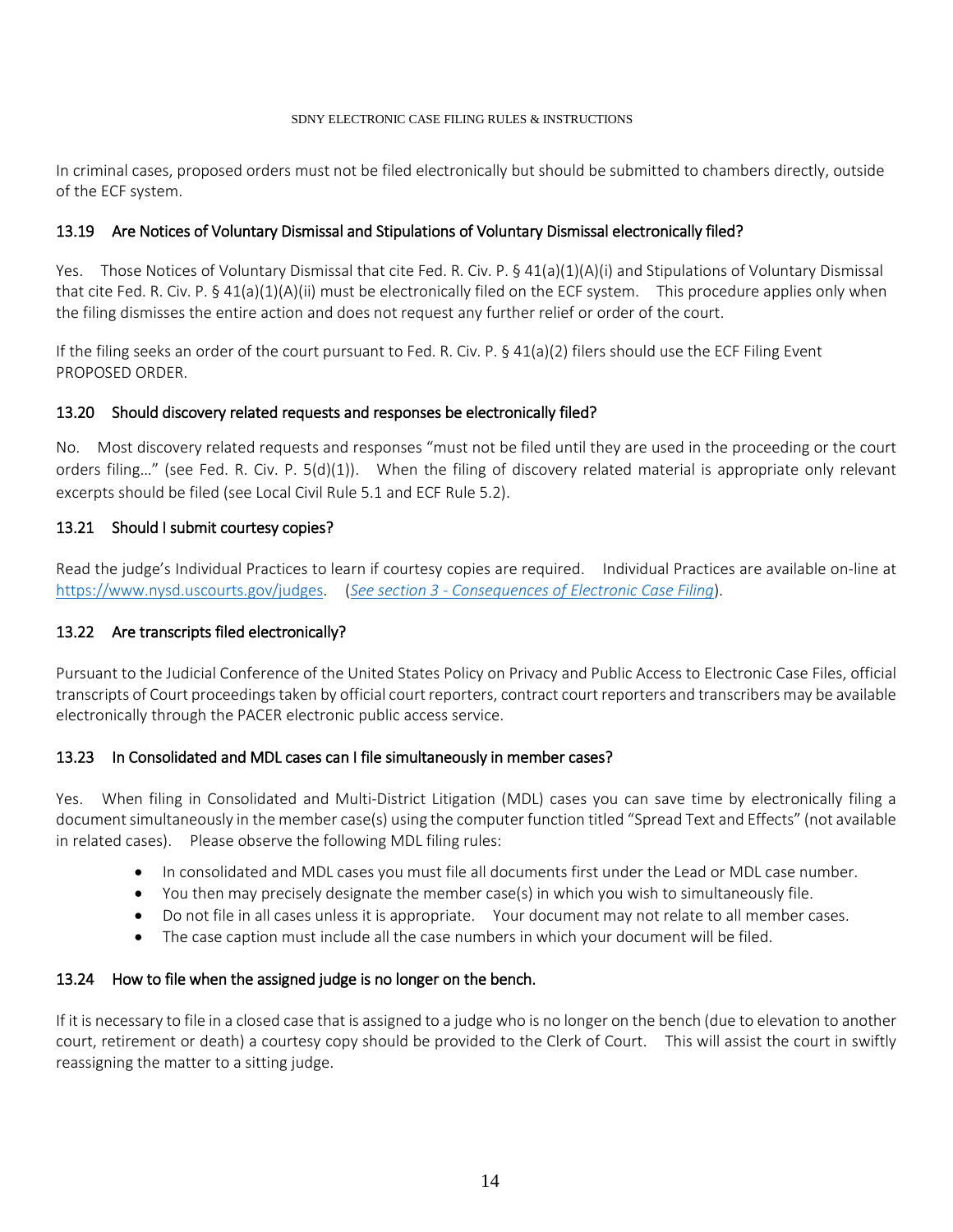In criminal cases, proposed orders must not be filed electronically but should be submitted to chambers directly, outside of the ECF system.

### 13.19 Are Notices of Voluntary Dismissal and Stipulations of Voluntary Dismissal electronically filed?

Yes. Those Notices of Voluntary Dismissal that cite Fed. R. Civ. P. § 41(a)(1)(A)(i) and Stipulations of Voluntary Dismissal that cite Fed. R. Civ. P. § 41(a)(1)(A)(ii) must be electronically filed on the ECF system. This procedure applies only when the filing dismisses the entire action and does not request any further relief or order of the court.

If the filing seeks an order of the court pursuant to Fed. R. Civ. P. § 41(a)(2) filers should use the ECF Filing Event PROPOSED ORDER.

### 13.20 Should discovery related requests and responses be electronically filed?

No. Most discovery related requests and responses "must not be filed until they are used in the proceeding or the court orders filing…" (see Fed. R. Civ. P. 5(d)(1)). When the filing of discovery related material is appropriate only relevant excerpts should be filed (see Local Civil Rule 5.1 and ECF Rule 5.2).

### 13.21 Should I submit courtesy copies?

Read the judge's Individual Practices to learn if courtesy copies are required. Individual Practices are available on-line at https://www.nysd.uscourts.gov/judges. (*See section 3 - Consequences of Electronic Case Filing*).

### 13.22 Are transcripts filed electronically?

Pursuant to the Judicial Conference of the United States Policy on Privacy and Public Access to Electronic Case Files, official transcripts of Court proceedings taken by official court reporters, contract court reporters and transcribers may be available electronically through the PACER electronic public access service.

### 13.23 In Consolidated and MDL cases can I file simultaneously in member cases?

Yes. When filing in Consolidated and Multi-District Litigation (MDL) cases you can save time by electronically filing a document simultaneously in the member case(s) using the computer function titled "Spread Text and Effects" (not available in related cases). Please observe the following MDL filing rules:

- In consolidated and MDL cases you must file all documents first under the Lead or MDL case number.
- You then may precisely designate the member case(s) in which you wish to simultaneously file.
- Do not file in all cases unless it is appropriate. Your document may not relate to all member cases.
- The case caption must include all the case numbers in which your document will be filed.

### 13.24 How to file when the assigned judge is no longer on the bench.

If it is necessary to file in a closed case that is assigned to a judge who is no longer on the bench (due to elevation to another court, retirement or death) a courtesy copy should be provided to the Clerk of Court. This will assist the court in swiftly reassigning the matter to a sitting judge.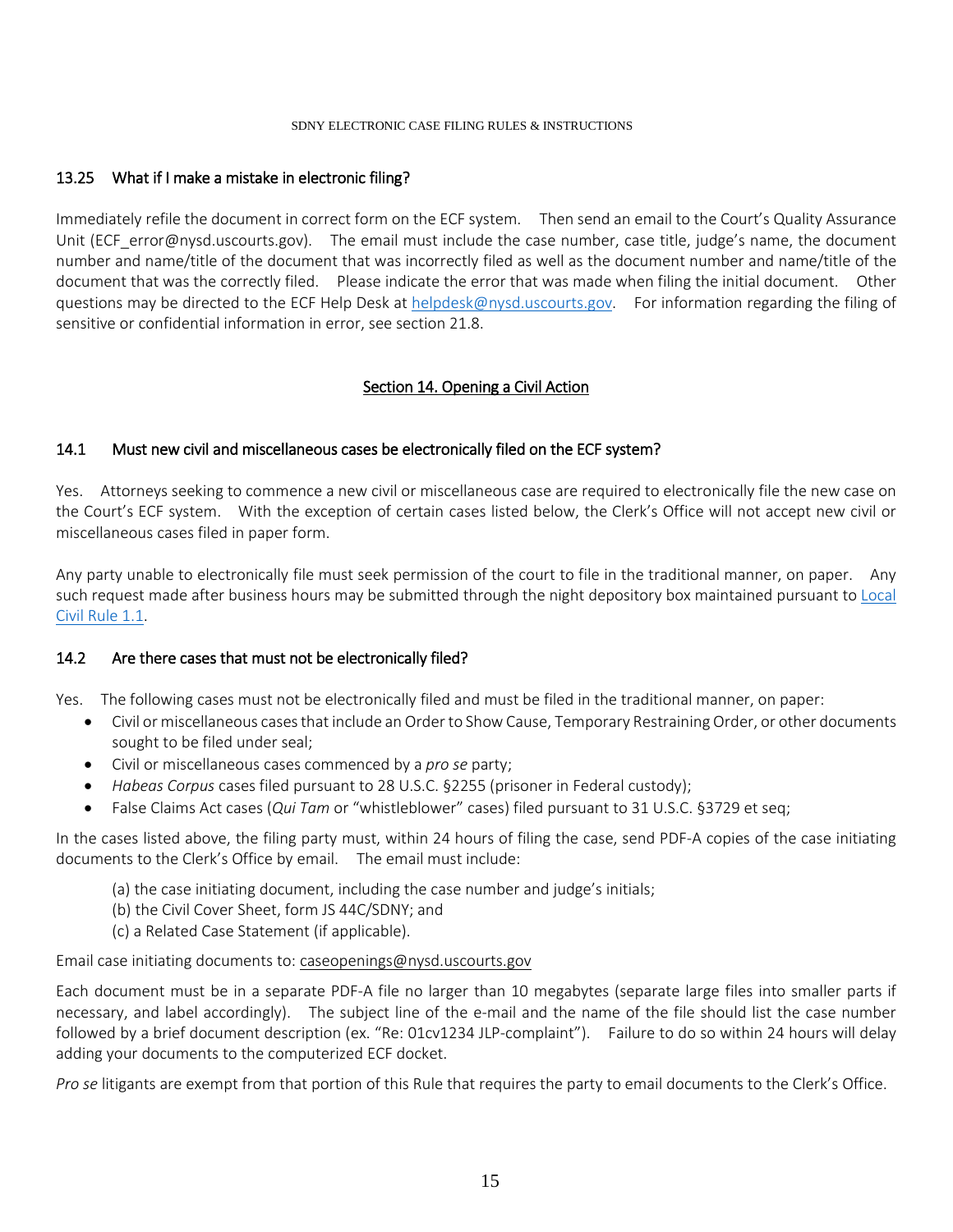### 13.25 What if I make a mistake in electronic filing?

Immediately refile the document in correct form on the ECF system. Then send an email to the Court's Quality Assurance Unit (ECF_error@nysd.uscourts.gov). The email must include the case number, case title, judge's name, the document number and name/title of the document that was incorrectly filed as well as the document number and name/title of the document that was the correctly filed. Please indicate the error that was made when filing the initial document. Other questions may be directed to the ECF Help Desk at [helpdesk@nysd.uscourts.gov](mailto:helpdesk@nysd.uscourts.gov). For information regarding the filing of sensitive or confidential information in error, see section 21.8.

## Section 14. Opening a Civil Action

### 14.1 Must new civil and miscellaneous cases be electronically filed on the ECF system?

Yes. Attorneys seeking to commence a new civil or miscellaneous case are required to electronically file the new case on the Court's ECF system. With the exception of certain cases listed below, the Clerk's Office will not accept new civil or miscellaneous cases filed in paper form.

Any party unable to electronically file must seek permission of the court to file in the traditional manner, on paper. Any such request made after business hours may be submitted through the night depository box maintained pursuant to Local Civil Rule 1.1.

### 14.2 Are there cases that must not be electronically filed?

Yes. The following cases must not be electronically filed and must be filed in the traditional manner, on paper:

- Civil or miscellaneous cases that include an Order to Show Cause, Temporary Restraining Order, or other documents sought to be filed under seal;
- Civil or miscellaneous cases commenced by a *pro se* party;
- *Habeas Corpus* cases filed pursuant to 28 U.S.C. §2255 (prisoner in Federal custody);
- False Claims Act cases (*Qui Tam* or "whistleblower" cases) filed pursuant to 31 U.S.C. §3729 et seq;

In the cases listed above, the filing party must, within 24 hours of filing the case, send PDF-A copies of the case initiating documents to the Clerk's Office by email. The email must include:

(a) the case initiating document, including the case number and judge's initials;
(b) the Civil Cover Sheet, form JS 44C/SDNY; and
(c) a Related Case Statement (if applicable).

Email case initiating documents to: caseopenings@nysd.uscourts.gov

Each document must be in a separate PDF-A file no larger than 10 megabytes (separate large files into smaller parts if necessary, and label accordingly). The subject line of the e-mail and the name of the file should list the case number followed by a brief document description (ex. "Re: 01cv1234 JLP-complaint"). Failure to do so within 24 hours will delay adding your documents to the computerized ECF docket.

*Pro se* litigants are exempt from that portion of this Rule that requires the party to email documents to the Clerk's Office.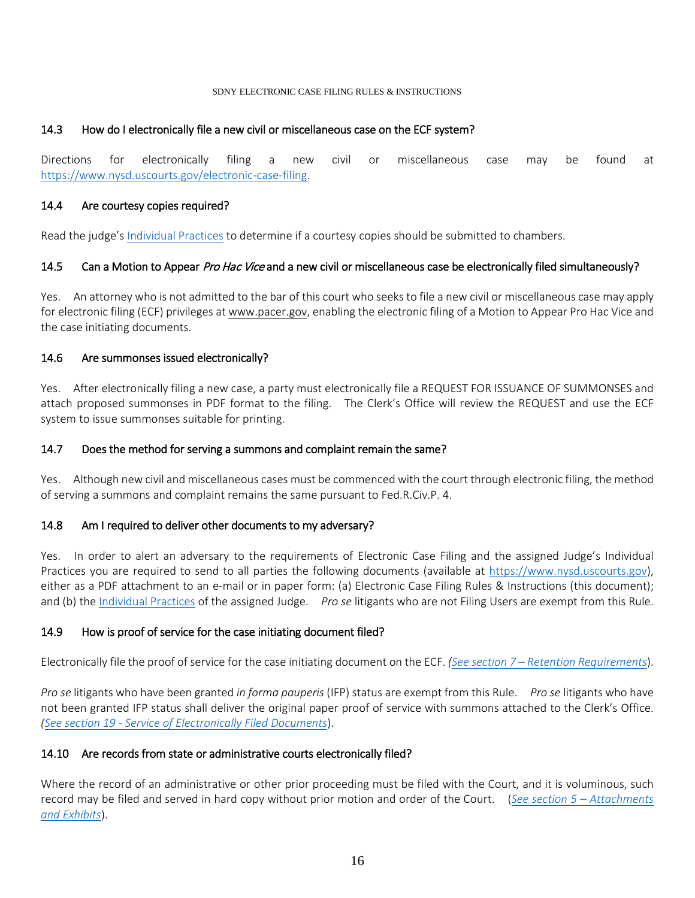### 14.3 How do I electronically file a new civil or miscellaneous case on the ECF system?

Directions for electronically filing a new civil or miscellaneous case may be found at https://www.nysd.uscourts.gov/electronic-case-filing.

### 14.4 Are courtesy copies required?

Read the judge's Individual Practices to determine if a courtesy copies should be submitted to chambers.

### 14.5 Can a Motion to Appear *Pro Hac Vice* and a new civil or miscellaneous case be electronically filed simultaneously?

Yes. An attorney who is not admitted to the bar of this court who seeks to file a new civil or miscellaneous case may apply for electronic filing (ECF) privileges at www.pacer.gov, enabling the electronic filing of a Motion to Appear Pro Hac Vice and the case initiating documents.

### 14.6 Are summonses issued electronically?

Yes. After electronically filing a new case, a party must electronically file a REQUEST FOR ISSUANCE OF SUMMONSES and attach proposed summonses in PDF format to the filing. The Clerk's Office will review the REQUEST and use the ECF system to issue summonses suitable for printing.

### 14.7 Does the method for serving a summons and complaint remain the same?

Yes. Although new civil and miscellaneous cases must be commenced with the court through electronic filing, the method of serving a summons and complaint remains the same pursuant to Fed.R.Civ.P. 4.

### 14.8 Am I required to deliver other documents to my adversary?

Yes. In order to alert an adversary to the requirements of Electronic Case Filing and the assigned Judge's Individual Practices you are required to send to all parties the following documents (available at https://www.nysd.uscourts.gov), either as a PDF attachment to an e-mail or in paper form: (a) Electronic Case Filing Rules & Instructions (this document); and (b) the Individual Practices of the assigned Judge. *Pro se* litigants who are not Filing Users are exempt from this Rule.

### 14.9 How is proof of service for the case initiating document filed?

Electronically file the proof of service for the case initiating document on the ECF. *(See section 7 – Retention Requirements)*.

*Pro se* litigants who have been granted *in forma pauperis* (IFP) status are exempt from this Rule. *Pro se* litigants who have not been granted IFP status shall deliver the original paper proof of service with summons attached to the Clerk's Office. *(See section 19 - Service of Electronically Filed Documents)*.

### 14.10 Are records from state or administrative courts electronically filed?

Where the record of an administrative or other prior proceeding must be filed with the Court, and it is voluminous, such record may be filed and served in hard copy without prior motion and order of the Court. (*See section 5 – Attachments and Exhibits*).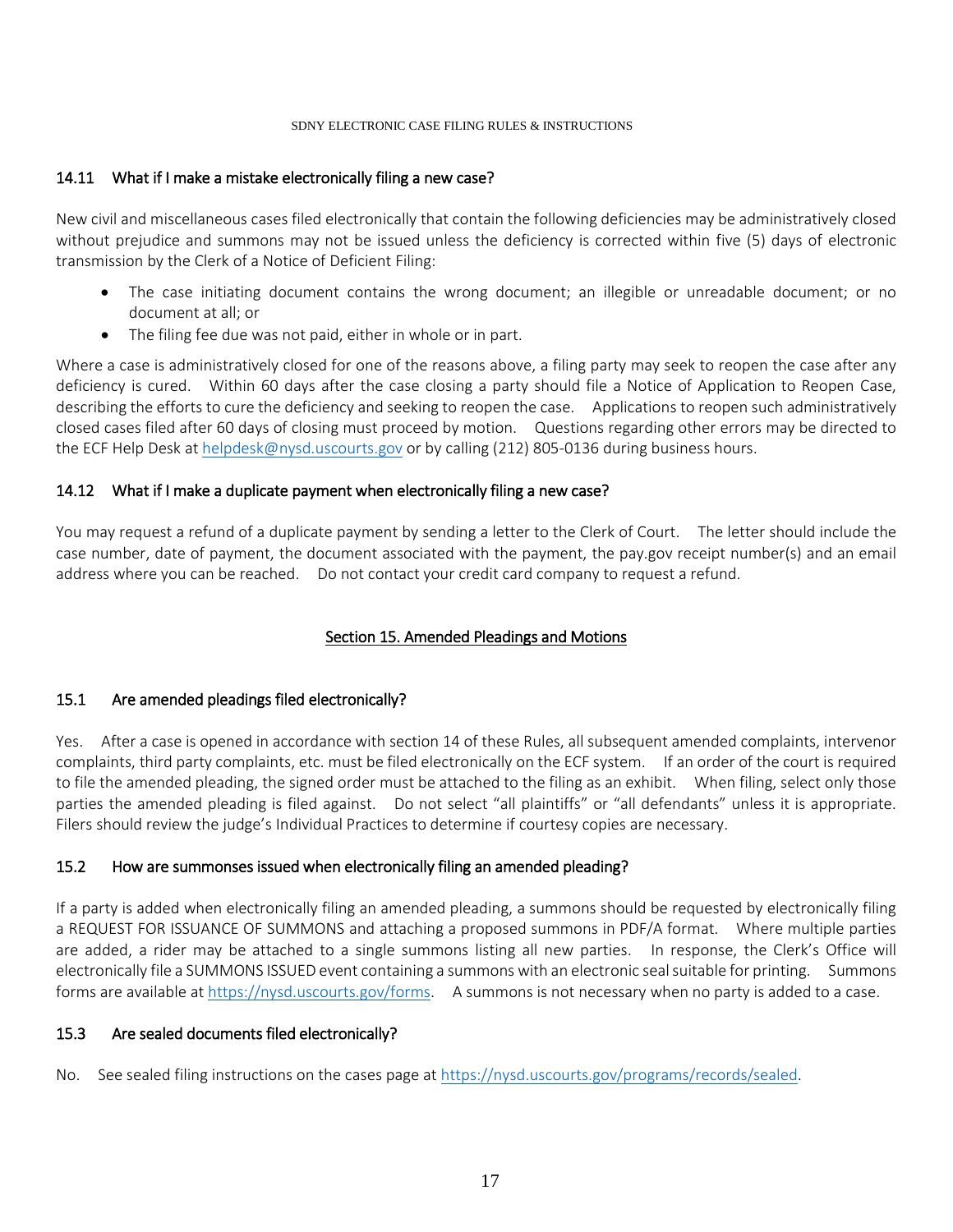### 14.11 What if I make a mistake electronically filing a new case?

New civil and miscellaneous cases filed electronically that contain the following deficiencies may be administratively closed without prejudice and summons may not be issued unless the deficiency is corrected within five (5) days of electronic transmission by the Clerk of a Notice of Deficient Filing:

- The case initiating document contains the wrong document; an illegible or unreadable document; or no document at all; or
- The filing fee due was not paid, either in whole or in part.

Where a case is administratively closed for one of the reasons above, a filing party may seek to reopen the case after any deficiency is cured. Within 60 days after the case closing a party should file a Notice of Application to Reopen Case, describing the efforts to cure the deficiency and seeking to reopen the case. Applications to reopen such administratively closed cases filed after 60 days of closing must proceed by motion. Questions regarding other errors may be directed to the ECF Help Desk at helpdesk@nysd.uscourts.gov or by calling (212) 805-0136 during business hours.

### 14.12 What if I make a duplicate payment when electronically filing a new case?

You may request a refund of a duplicate payment by sending a letter to the Clerk of Court. The letter should include the case number, date of payment, the document associated with the payment, the pay.gov receipt number(s) and an email address where you can be reached. Do not contact your credit card company to request a refund.

## Section 15. Amended Pleadings and Motions

### 15.1 Are amended pleadings filed electronically?

Yes. After a case is opened in accordance with section 14 of these Rules, all subsequent amended complaints, intervenor complaints, third party complaints, etc. must be filed electronically on the ECF system. If an order of the court is required to file the amended pleading, the signed order must be attached to the filing as an exhibit. When filing, select only those parties the amended pleading is filed against. Do not select "all plaintiffs" or "all defendants" unless it is appropriate. Filers should review the judge's Individual Practices to determine if courtesy copies are necessary.

### 15.2 How are summonses issued when electronically filing an amended pleading?

If a party is added when electronically filing an amended pleading, a summons should be requested by electronically filing a REQUEST FOR ISSUANCE OF SUMMONS and attaching a proposed summons in PDF/A format. Where multiple parties are added, a rider may be attached to a single summons listing all new parties. In response, the Clerk's Office will electronically file a SUMMONS ISSUED event containing a summons with an electronic seal suitable for printing. Summons forms are available at https://nysd.uscourts.gov/forms. A summons is not necessary when no party is added to a case.

### 15.3 Are sealed documents filed electronically?

No. See sealed filing instructions on the cases page at https://nysd.uscourts.gov/programs/records/sealed.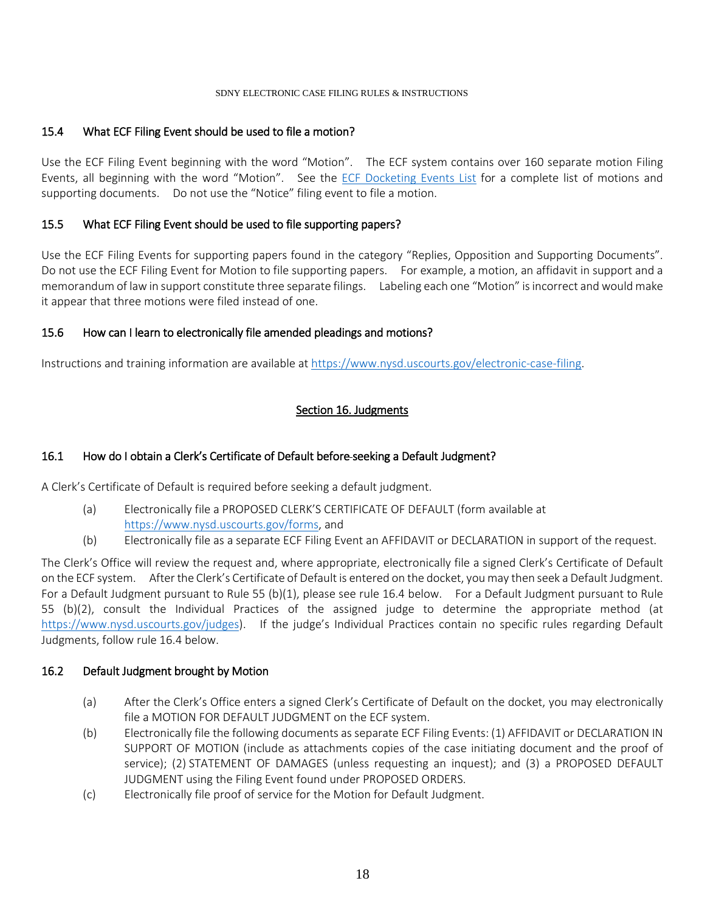### 15.4 What ECF Filing Event should be used to file a motion?

Use the ECF Filing Event beginning with the word "Motion". The ECF system contains over 160 separate motion Filing Events, all beginning with the word "Motion". See the ECF Docketing Events List for a complete list of motions and supporting documents. Do not use the "Notice" filing event to file a motion.

### 15.5 What ECF Filing Event should be used to file supporting papers?

Use the ECF Filing Events for supporting papers found in the category "Replies, Opposition and Supporting Documents". Do not use the ECF Filing Event for Motion to file supporting papers. For example, a motion, an affidavit in support and a memorandum of law in support constitute three separate filings. Labeling each one "Motion" is incorrect and would make it appear that three motions were filed instead of one.

### 15.6 How can I learn to electronically file amended pleadings and motions?

Instructions and training information are available at https://www.nysd.uscourts.gov/electronic-case-filing.

## Section 16. Judgments

### 16.1 How do I obtain a Clerk's Certificate of Default before seeking a Default Judgment?

A Clerk's Certificate of Default is required before seeking a default judgment.

(a) Electronically file a PROPOSED CLERK'S CERTIFICATE OF DEFAULT (form available at https://www.nysd.uscourts.gov/forms, and

(b) Electronically file as a separate ECF Filing Event an AFFIDAVIT or DECLARATION in support of the request.

The Clerk's Office will review the request and, where appropriate, electronically file a signed Clerk's Certificate of Default on the ECF system. After the Clerk's Certificate of Default is entered on the docket, you may then seek a Default Judgment. For a Default Judgment pursuant to Rule 55 (b)(1), please see rule 16.4 below. For a Default Judgment pursuant to Rule 55 (b)(2), consult the Individual Practices of the assigned judge to determine the appropriate method (at https://www.nysd.uscourts.gov/judges). If the judge's Individual Practices contain no specific rules regarding Default Judgments, follow rule 16.4 below.

### 16.2 Default Judgment brought by Motion

(a) After the Clerk's Office enters a signed Clerk's Certificate of Default on the docket, you may electronically file a MOTION FOR DEFAULT JUDGMENT on the ECF system.

(b) Electronically file the following documents as separate ECF Filing Events: (1) AFFIDAVIT or DECLARATION IN SUPPORT OF MOTION (include as attachments copies of the case initiating document and the proof of service); (2) STATEMENT OF DAMAGES (unless requesting an inquest); and (3) a PROPOSED DEFAULT JUDGMENT using the Filing Event found under PROPOSED ORDERS.

(c) Electronically file proof of service for the Motion for Default Judgment.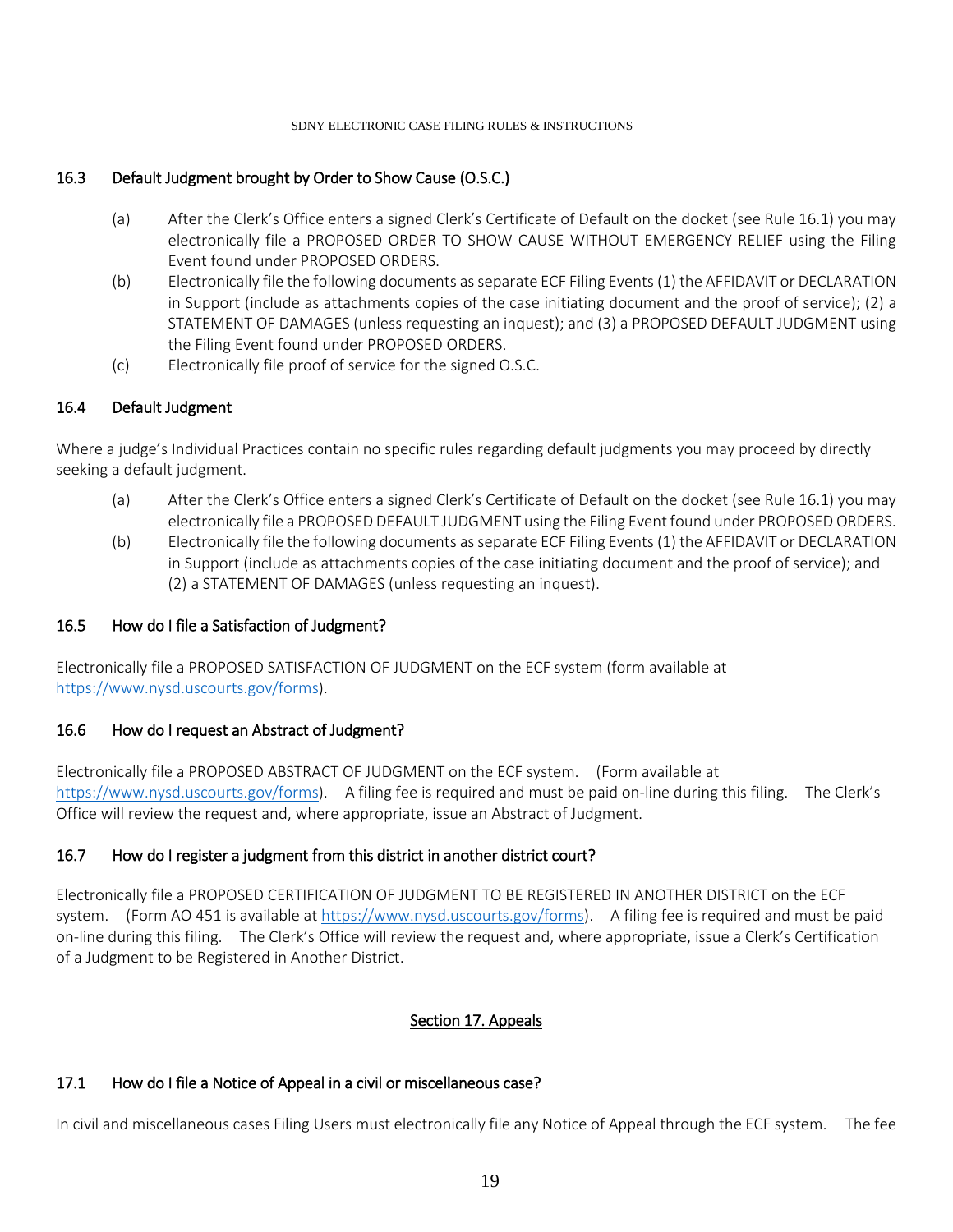### 16.3 Default Judgment brought by Order to Show Cause (O.S.C.)

(a) After the Clerk's Office enters a signed Clerk's Certificate of Default on the docket (see Rule 16.1) you may electronically file a PROPOSED ORDER TO SHOW CAUSE WITHOUT EMERGENCY RELIEF using the Filing Event found under PROPOSED ORDERS.

(b) Electronically file the following documents as separate ECF Filing Events (1) the AFFIDAVIT or DECLARATION in Support (include as attachments copies of the case initiating document and the proof of service); (2) a STATEMENT OF DAMAGES (unless requesting an inquest); and (3) a PROPOSED DEFAULT JUDGMENT using the Filing Event found under PROPOSED ORDERS.

(c) Electronically file proof of service for the signed O.S.C.

### 16.4 Default Judgment

Where a judge's Individual Practices contain no specific rules regarding default judgments you may proceed by directly seeking a default judgment.

(a) After the Clerk's Office enters a signed Clerk's Certificate of Default on the docket (see Rule 16.1) you may electronically file a PROPOSED DEFAULT JUDGMENT using the Filing Event found under PROPOSED ORDERS.

(b) Electronically file the following documents as separate ECF Filing Events (1) the AFFIDAVIT or DECLARATION in Support (include as attachments copies of the case initiating document and the proof of service); and (2) a STATEMENT OF DAMAGES (unless requesting an inquest).

### 16.5 How do I file a Satisfaction of Judgment?

Electronically file a PROPOSED SATISFACTION OF JUDGMENT on the ECF system (form available at https://www.nysd.uscourts.gov/forms).

### 16.6 How do I request an Abstract of Judgment?

Electronically file a PROPOSED ABSTRACT OF JUDGMENT on the ECF system. (Form available at https://www.nysd.uscourts.gov/forms). A filing fee is required and must be paid on-line during this filing. The Clerk's Office will review the request and, where appropriate, issue an Abstract of Judgment.

### 16.7 How do I register a judgment from this district in another district court?

Electronically file a PROPOSED CERTIFICATION OF JUDGMENT TO BE REGISTERED IN ANOTHER DISTRICT on the ECF system. (Form AO 451 is available at https://www.nysd.uscourts.gov/forms). A filing fee is required and must be paid on-line during this filing. The Clerk's Office will review the request and, where appropriate, issue a Clerk's Certification of a Judgment to be Registered in Another District.

## Section 17. Appeals

### 17.1 How do I file a Notice of Appeal in a civil or miscellaneous case?

In civil and miscellaneous cases Filing Users must electronically file any Notice of Appeal through the ECF system. The fee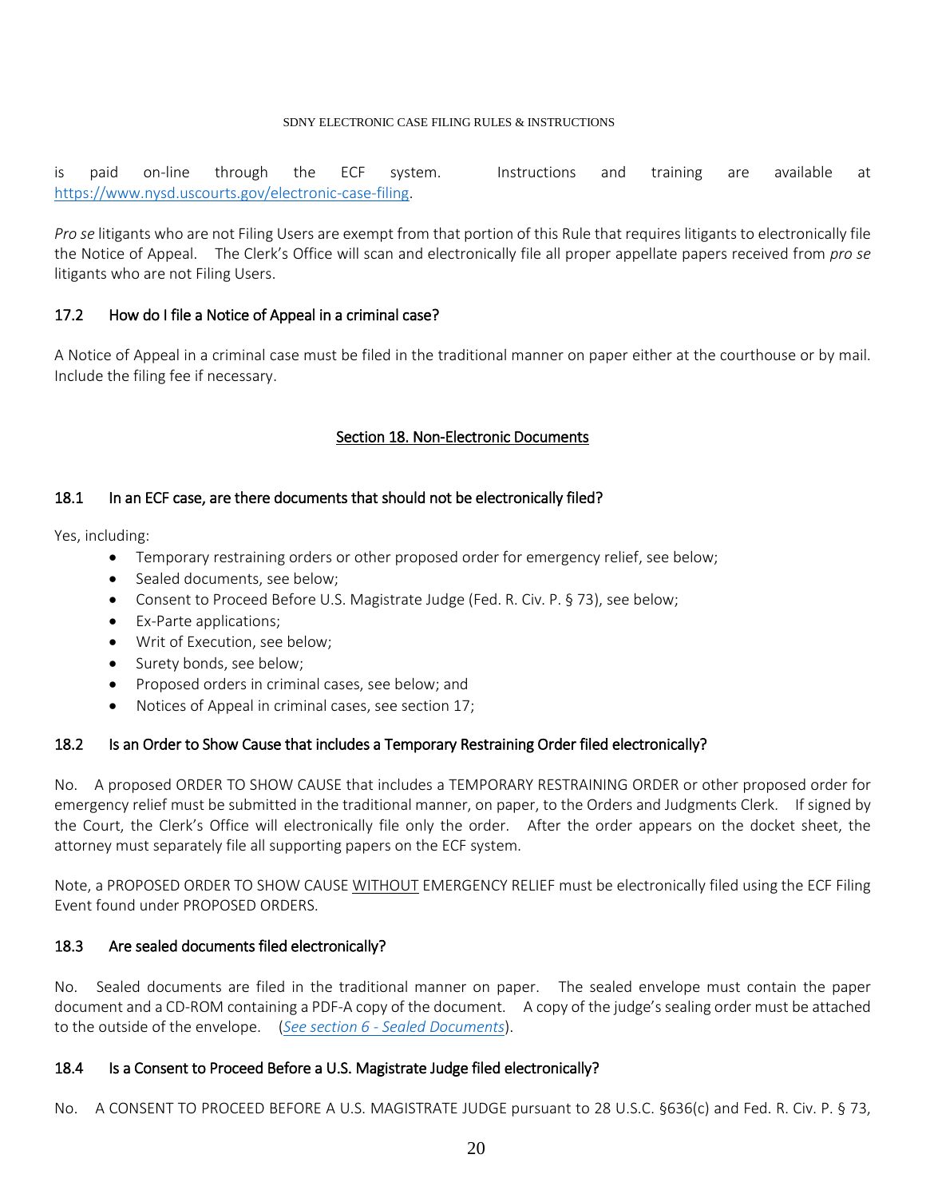is paid on-line through the ECF system. Instructions and training are available at https://www.nysd.uscourts.gov/electronic-case-filing.

*Pro se* litigants who are not Filing Users are exempt from that portion of this Rule that requires litigants to electronically file the Notice of Appeal. The Clerk's Office will scan and electronically file all proper appellate papers received from *pro se* litigants who are not Filing Users.

### 17.2 How do I file a Notice of Appeal in a criminal case?

A Notice of Appeal in a criminal case must be filed in the traditional manner on paper either at the courthouse or by mail. Include the filing fee if necessary.

## Section 18. Non-Electronic Documents

### 18.1 In an ECF case, are there documents that should not be electronically filed?

Yes, including:

- Temporary restraining orders or other proposed order for emergency relief, see below;
- Sealed documents, see below;
- Consent to Proceed Before U.S. Magistrate Judge (Fed. R. Civ. P. § 73), see below;
- Ex-Parte applications;
- Writ of Execution, see below;
- Surety bonds, see below;
- Proposed orders in criminal cases, see below; and
- Notices of Appeal in criminal cases, see section 17;

### 18.2 Is an Order to Show Cause that includes a Temporary Restraining Order filed electronically?

No. A proposed ORDER TO SHOW CAUSE that includes a TEMPORARY RESTRAINING ORDER or other proposed order for emergency relief must be submitted in the traditional manner, on paper, to the Orders and Judgments Clerk. If signed by the Court, the Clerk's Office will electronically file only the order. After the order appears on the docket sheet, the attorney must separately file all supporting papers on the ECF system.

Note, a PROPOSED ORDER TO SHOW CAUSE WITHOUT EMERGENCY RELIEF must be electronically filed using the ECF Filing Event found under PROPOSED ORDERS.

### 18.3 Are sealed documents filed electronically?

No. Sealed documents are filed in the traditional manner on paper. The sealed envelope must contain the paper document and a CD-ROM containing a PDF-A copy of the document. A copy of the judge's sealing order must be attached to the outside of the envelope. (*See section 6 - Sealed Documents*).

### 18.4 Is a Consent to Proceed Before a U.S. Magistrate Judge filed electronically?

No. A CONSENT TO PROCEED BEFORE A U.S. MAGISTRATE JUDGE pursuant to 28 U.S.C. §636(c) and Fed. R. Civ. P. § 73,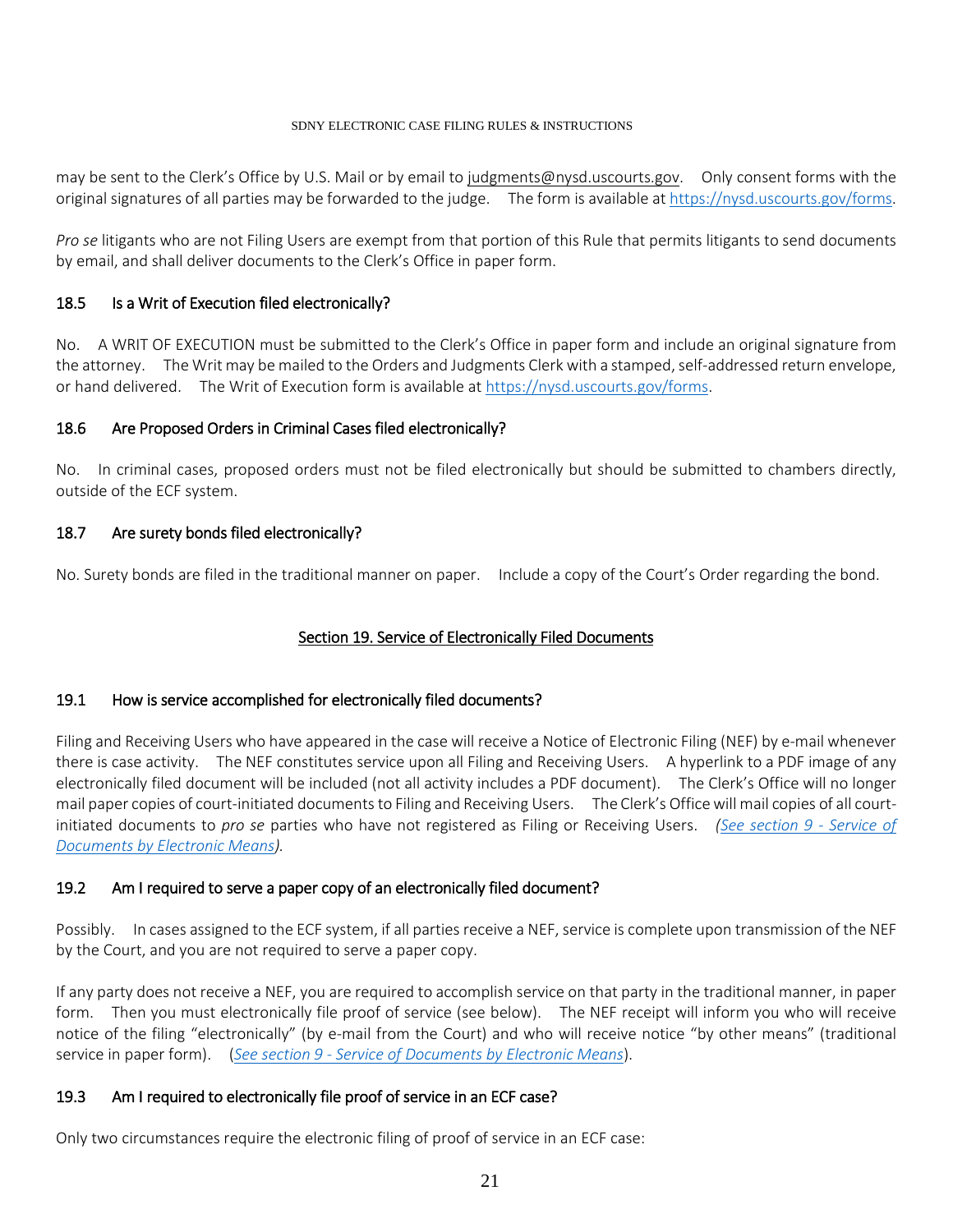may be sent to the Clerk's Office by U.S. Mail or by email to judgments@nysd.uscourts.gov. Only consent forms with the original signatures of all parties may be forwarded to the judge. The form is available at https://nysd.uscourts.gov/forms.

*Pro se* litigants who are not Filing Users are exempt from that portion of this Rule that permits litigants to send documents by email, and shall deliver documents to the Clerk's Office in paper form.

### 18.5 Is a Writ of Execution filed electronically?

No. A WRIT OF EXECUTION must be submitted to the Clerk's Office in paper form and include an original signature from the attorney. The Writ may be mailed to the Orders and Judgments Clerk with a stamped, self-addressed return envelope, or hand delivered. The Writ of Execution form is available at https://nysd.uscourts.gov/forms.

### 18.6 Are Proposed Orders in Criminal Cases filed electronically?

No. In criminal cases, proposed orders must not be filed electronically but should be submitted to chambers directly, outside of the ECF system.

### 18.7 Are surety bonds filed electronically?

No. Surety bonds are filed in the traditional manner on paper. Include a copy of the Court's Order regarding the bond.

## Section 19. Service of Electronically Filed Documents

### 19.1 How is service accomplished for electronically filed documents?

Filing and Receiving Users who have appeared in the case will receive a Notice of Electronic Filing (NEF) by e-mail whenever there is case activity. The NEF constitutes service upon all Filing and Receiving Users. A hyperlink to a PDF image of any electronically filed document will be included (not all activity includes a PDF document). The Clerk's Office will no longer mail paper copies of court-initiated documents to Filing and Receiving Users. The Clerk's Office will mail copies of all court-initiated documents to *pro se* parties who have not registered as Filing or Receiving Users. *(See section 9 - Service of Documents by Electronic Means).*

### 19.2 Am I required to serve a paper copy of an electronically filed document?

Possibly. In cases assigned to the ECF system, if all parties receive a NEF, service is complete upon transmission of the NEF by the Court, and you are not required to serve a paper copy.

If any party does not receive a NEF, you are required to accomplish service on that party in the traditional manner, in paper form. Then you must electronically file proof of service (see below). The NEF receipt will inform you who will receive notice of the filing "electronically" (by e-mail from the Court) and who will receive notice "by other means" (traditional service in paper form). (*See section 9 - Service of Documents by Electronic Means*).

### 19.3 Am I required to electronically file proof of service in an ECF case?

Only two circumstances require the electronic filing of proof of service in an ECF case: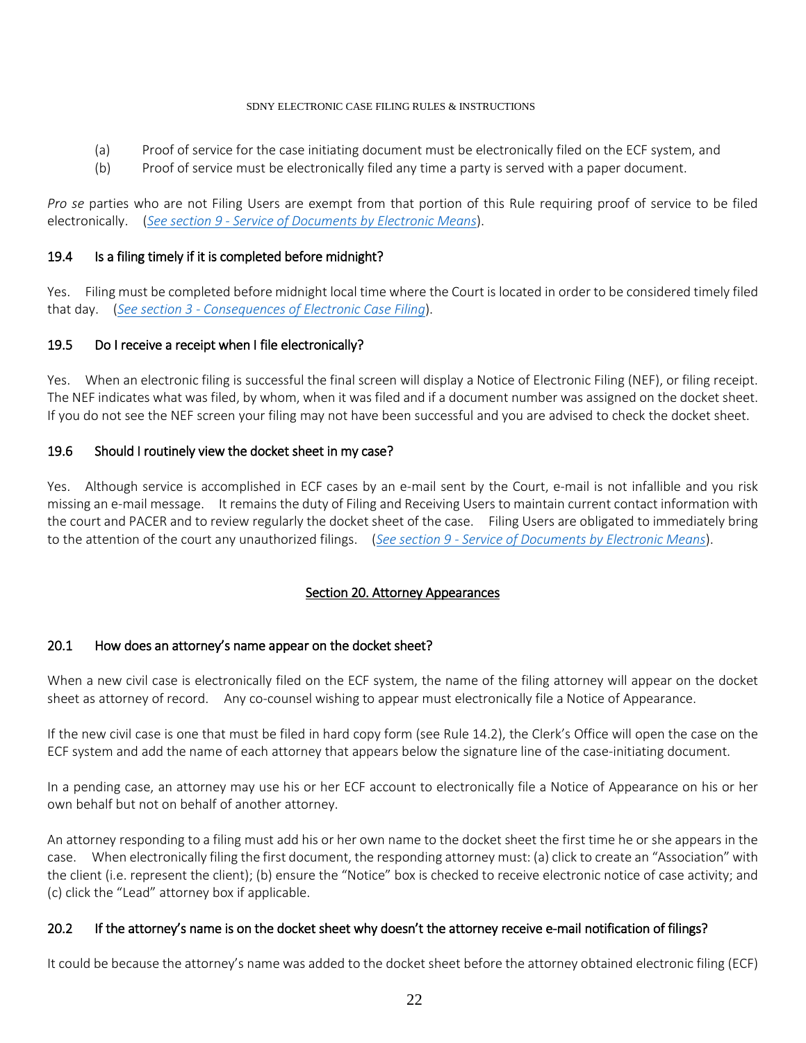(a) Proof of service for the case initiating document must be electronically filed on the ECF system, and

(b) Proof of service must be electronically filed any time a party is served with a paper document.

*Pro se* parties who are not Filing Users are exempt from that portion of this Rule requiring proof of service to be filed electronically. (*See section 9 - Service of Documents by Electronic Means*).

### 19.4 Is a filing timely if it is completed before midnight?

Yes. Filing must be completed before midnight local time where the Court is located in order to be considered timely filed that day. (*See section 3 - Consequences of Electronic Case Filing*).

### 19.5 Do I receive a receipt when I file electronically?

Yes. When an electronic filing is successful the final screen will display a Notice of Electronic Filing (NEF), or filing receipt. The NEF indicates what was filed, by whom, when it was filed and if a document number was assigned on the docket sheet. If you do not see the NEF screen your filing may not have been successful and you are advised to check the docket sheet.

### 19.6 Should I routinely view the docket sheet in my case?

Yes. Although service is accomplished in ECF cases by an e-mail sent by the Court, e-mail is not infallible and you risk missing an e-mail message. It remains the duty of Filing and Receiving Users to maintain current contact information with the court and PACER and to review regularly the docket sheet of the case. Filing Users are obligated to immediately bring to the attention of the court any unauthorized filings. (*See section 9 - Service of Documents by Electronic Means*).

## Section 20. Attorney Appearances

### 20.1 How does an attorney's name appear on the docket sheet?

When a new civil case is electronically filed on the ECF system, the name of the filing attorney will appear on the docket sheet as attorney of record. Any co-counsel wishing to appear must electronically file a Notice of Appearance.

If the new civil case is one that must be filed in hard copy form (see Rule 14.2), the Clerk's Office will open the case on the ECF system and add the name of each attorney that appears below the signature line of the case-initiating document.

In a pending case, an attorney may use his or her ECF account to electronically file a Notice of Appearance on his or her own behalf but not on behalf of another attorney.

An attorney responding to a filing must add his or her own name to the docket sheet the first time he or she appears in the case. When electronically filing the first document, the responding attorney must: (a) click to create an "Association" with the client (i.e. represent the client); (b) ensure the "Notice" box is checked to receive electronic notice of case activity; and (c) click the "Lead" attorney box if applicable.

### 20.2 If the attorney's name is on the docket sheet why doesn't the attorney receive e-mail notification of filings?

It could be because the attorney's name was added to the docket sheet before the attorney obtained electronic filing (ECF)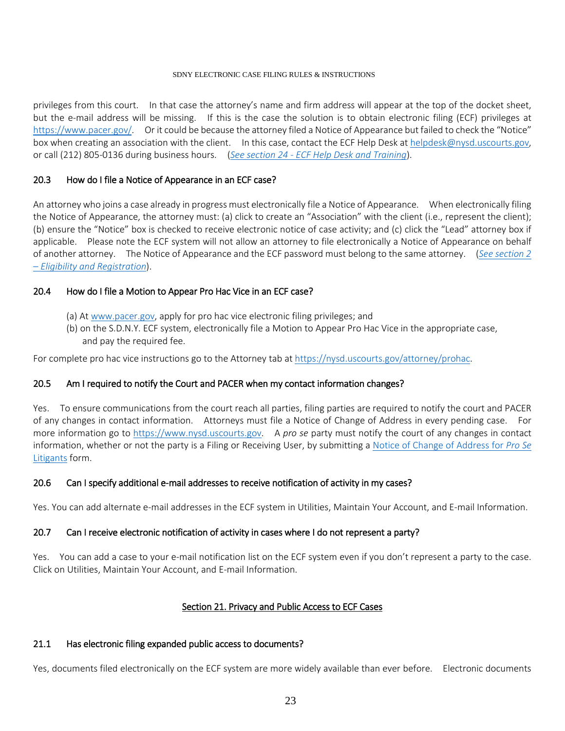privileges from this court. In that case the attorney's name and firm address will appear at the top of the docket sheet, but the e-mail address will be missing. If this is the case the solution is to obtain electronic filing (ECF) privileges at [https://www.pacer.gov/](https://www.pacer.gov/). Or it could be because the attorney filed a Notice of Appearance but failed to check the "Notice" box when creating an association with the client. In this case, contact the ECF Help Desk at [helpdesk@nysd.uscourts.gov](mailto:helpdesk@nysd.uscourts.gov), or call (212) 805-0136 during business hours. (*See section 24 - ECF Help Desk and Training*).

### 20.3 How do I file a Notice of Appearance in an ECF case?

An attorney who joins a case already in progress must electronically file a Notice of Appearance. When electronically filing the Notice of Appearance, the attorney must: (a) click to create an "Association" with the client (i.e., represent the client); (b) ensure the "Notice" box is checked to receive electronic notice of case activity; and (c) click the "Lead" attorney box if applicable. Please note the ECF system will not allow an attorney to file electronically a Notice of Appearance on behalf of another attorney. The Notice of Appearance and the ECF password must belong to the same attorney. (*See section 2 – Eligibility and Registration*).

### 20.4 How do I file a Motion to Appear Pro Hac Vice in an ECF case?

(a) At [www.pacer.gov](http://www.pacer.gov), apply for pro hac vice electronic filing privileges; and
(b) on the S.D.N.Y. ECF system, electronically file a Motion to Appear Pro Hac Vice in the appropriate case, and pay the required fee.

For complete pro hac vice instructions go to the Attorney tab at [https://nysd.uscourts.gov/attorney/prohac](https://nysd.uscourts.gov/attorney/prohac).

### 20.5 Am I required to notify the Court and PACER when my contact information changes?

Yes. To ensure communications from the court reach all parties, filing parties are required to notify the court and PACER of any changes in contact information. Attorneys must file a Notice of Change of Address in every pending case. For more information go to [https://www.nysd.uscourts.gov](https://www.nysd.uscourts.gov). A *pro se* party must notify the court of any changes in contact information, whether or not the party is a Filing or Receiving User, by submitting a Notice of Change of Address for *Pro Se* Litigants form.

### 20.6 Can I specify additional e-mail addresses to receive notification of activity in my cases?

Yes. You can add alternate e-mail addresses in the ECF system in Utilities, Maintain Your Account, and E-mail Information.

### 20.7 Can I receive electronic notification of activity in cases where I do not represent a party?

Yes. You can add a case to your e-mail notification list on the ECF system even if you don't represent a party to the case. Click on Utilities, Maintain Your Account, and E-mail Information.

## Section 21. Privacy and Public Access to ECF Cases

### 21.1 Has electronic filing expanded public access to documents?

Yes, documents filed electronically on the ECF system are more widely available than ever before. Electronic documents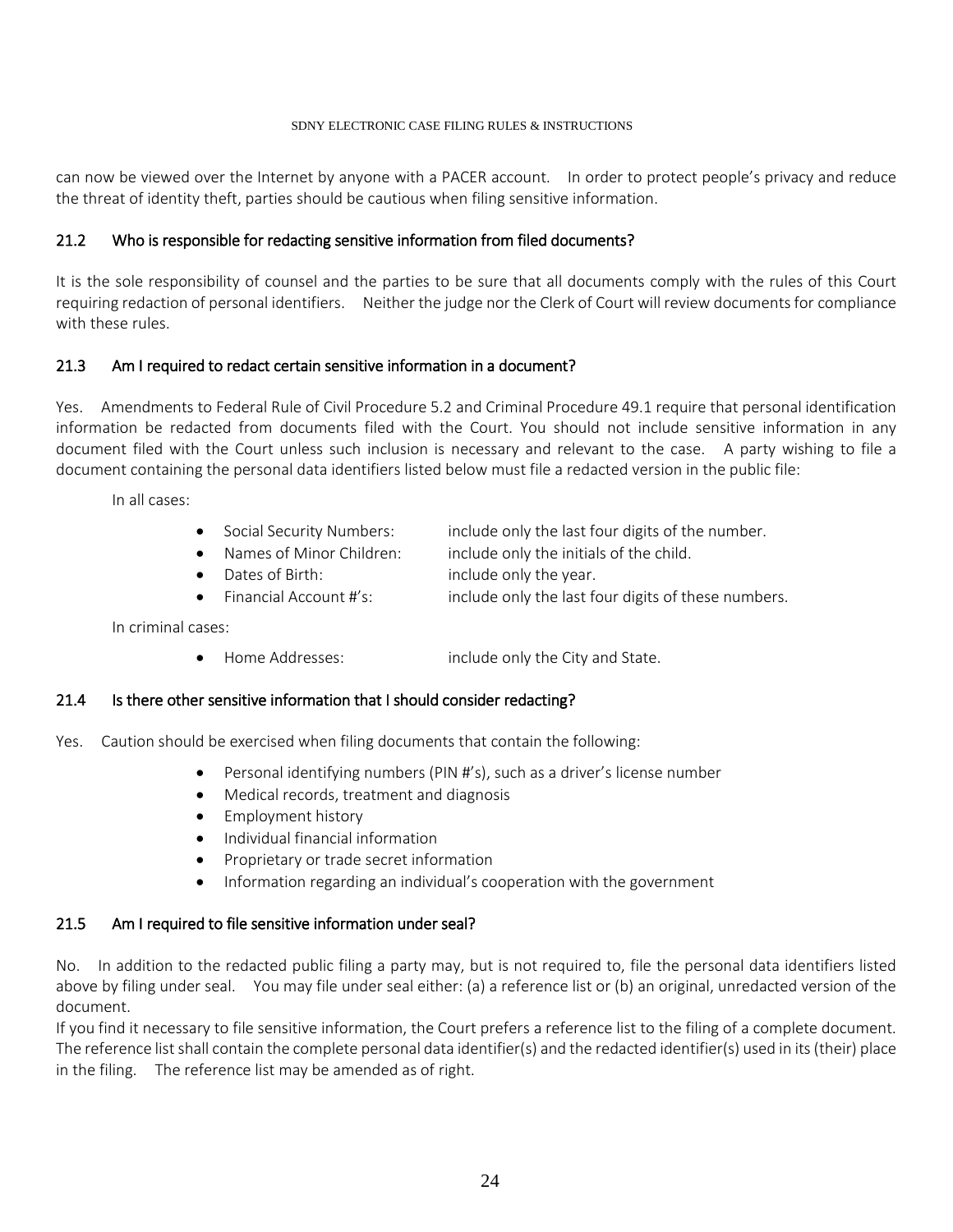can now be viewed over the Internet by anyone with a PACER account. In order to protect people's privacy and reduce the threat of identity theft, parties should be cautious when filing sensitive information.

### 21.2 Who is responsible for redacting sensitive information from filed documents?

It is the sole responsibility of counsel and the parties to be sure that all documents comply with the rules of this Court requiring redaction of personal identifiers. Neither the judge nor the Clerk of Court will review documents for compliance with these rules.

### 21.3 Am I required to redact certain sensitive information in a document?

Yes. Amendments to Federal Rule of Civil Procedure 5.2 and Criminal Procedure 49.1 require that personal identification information be redacted from documents filed with the Court. You should not include sensitive information in any document filed with the Court unless such inclusion is necessary and relevant to the case. A party wishing to file a document containing the personal data identifiers listed below must file a redacted version in the public file:

In all cases:

- Social Security Numbers: include only the last four digits of the number.
- Names of Minor Children: include only the initials of the child.
- Dates of Birth: include only the year.
- Financial Account #'s: include only the last four digits of these numbers.

In criminal cases:

- Home Addresses: include only the City and State.

### 21.4 Is there other sensitive information that I should consider redacting?

Yes. Caution should be exercised when filing documents that contain the following:

- Personal identifying numbers (PIN #'s), such as a driver's license number
- Medical records, treatment and diagnosis
- Employment history
- Individual financial information
- Proprietary or trade secret information
- Information regarding an individual's cooperation with the government

### 21.5 Am I required to file sensitive information under seal?

No. In addition to the redacted public filing a party may, but is not required to, file the personal data identifiers listed above by filing under seal. You may file under seal either: (a) a reference list or (b) an original, unredacted version of the document.

If you find it necessary to file sensitive information, the Court prefers a reference list to the filing of a complete document. The reference list shall contain the complete personal data identifier(s) and the redacted identifier(s) used in its (their) place in the filing. The reference list may be amended as of right.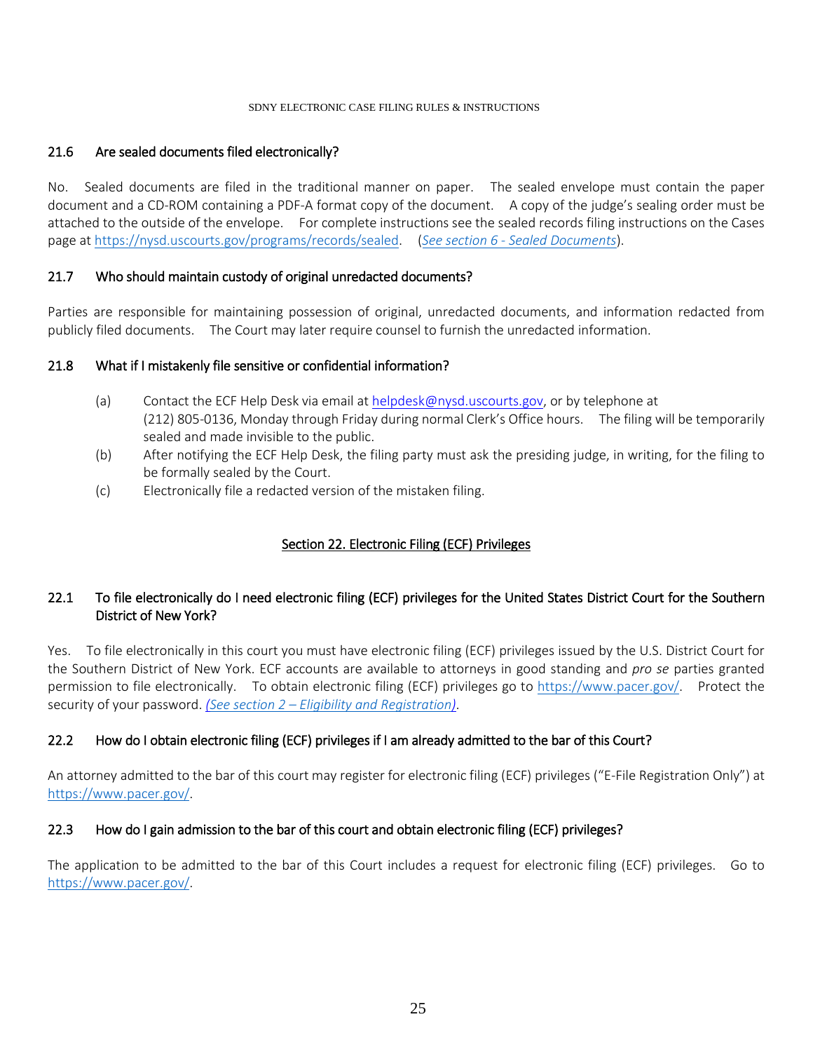### 21.6 Are sealed documents filed electronically?

No. Sealed documents are filed in the traditional manner on paper. The sealed envelope must contain the paper document and a CD-ROM containing a PDF-A format copy of the document. A copy of the judge's sealing order must be attached to the outside of the envelope. For complete instructions see the sealed records filing instructions on the Cases page at https://nysd.uscourts.gov/programs/records/sealed. (*See section 6 - Sealed Documents*).

### 21.7 Who should maintain custody of original unredacted documents?

Parties are responsible for maintaining possession of original, unredacted documents, and information redacted from publicly filed documents. The Court may later require counsel to furnish the unredacted information.

### 21.8 What if I mistakenly file sensitive or confidential information?

(a) Contact the ECF Help Desk via email at helpdesk@nysd.uscourts.gov, or by telephone at (212) 805-0136, Monday through Friday during normal Clerk's Office hours. The filing will be temporarily sealed and made invisible to the public.

(b) After notifying the ECF Help Desk, the filing party must ask the presiding judge, in writing, for the filing to be formally sealed by the Court.

(c) Electronically file a redacted version of the mistaken filing.

## Section 22. Electronic Filing (ECF) Privileges

### 22.1 To file electronically do I need electronic filing (ECF) privileges for the United States District Court for the Southern District of New York?

Yes. To file electronically in this court you must have electronic filing (ECF) privileges issued by the U.S. District Court for the Southern District of New York. ECF accounts are available to attorneys in good standing and *pro se* parties granted permission to file electronically. To obtain electronic filing (ECF) privileges go to https://www.pacer.gov/. Protect the security of your password. *(See section 2 – Eligibility and Registration)*.

### 22.2 How do I obtain electronic filing (ECF) privileges if I am already admitted to the bar of this Court?

An attorney admitted to the bar of this court may register for electronic filing (ECF) privileges ("E-File Registration Only") at https://www.pacer.gov/.

### 22.3 How do I gain admission to the bar of this court and obtain electronic filing (ECF) privileges?

The application to be admitted to the bar of this Court includes a request for electronic filing (ECF) privileges. Go to https://www.pacer.gov/.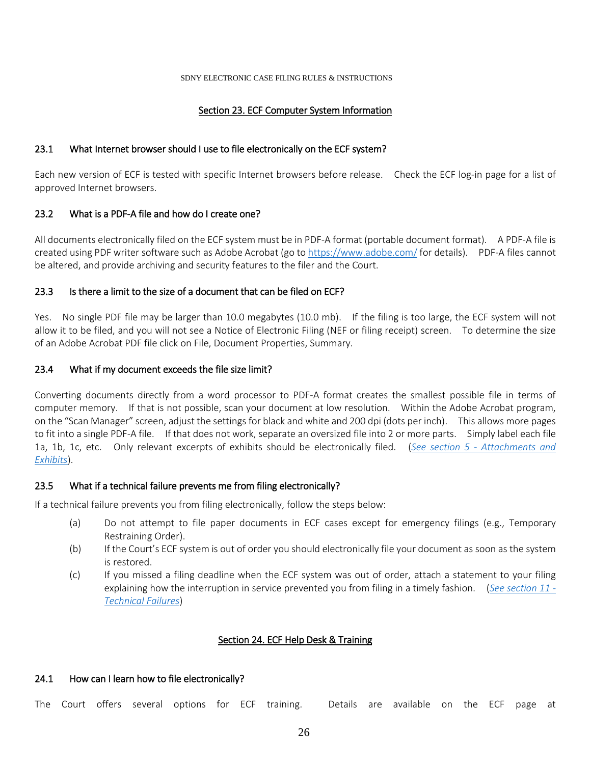## Section 23. ECF Computer System Information

### 23.1 What Internet browser should I use to file electronically on the ECF system?

Each new version of ECF is tested with specific Internet browsers before release. Check the ECF log-in page for a list of approved Internet browsers.

### 23.2 What is a PDF-A file and how do I create one?

All documents electronically filed on the ECF system must be in PDF-A format (portable document format). A PDF-A file is created using PDF writer software such as Adobe Acrobat (go to [https://www.adobe.com/](https://www.adobe.com/) for details). PDF-A files cannot be altered, and provide archiving and security features to the filer and the Court.

### 23.3 Is there a limit to the size of a document that can be filed on ECF?

Yes. No single PDF file may be larger than 10.0 megabytes (10.0 mb). If the filing is too large, the ECF system will not allow it to be filed, and you will not see a Notice of Electronic Filing (NEF or filing receipt) screen. To determine the size of an Adobe Acrobat PDF file click on File, Document Properties, Summary.

### 23.4 What if my document exceeds the file size limit?

Converting documents directly from a word processor to PDF-A format creates the smallest possible file in terms of computer memory. If that is not possible, scan your document at low resolution. Within the Adobe Acrobat program, on the "Scan Manager" screen, adjust the settings for black and white and 200 dpi (dots per inch). This allows more pages to fit into a single PDF-A file. If that does not work, separate an oversized file into 2 or more parts. Simply label each file 1a, 1b, 1c, etc. Only relevant excerpts of exhibits should be electronically filed. (*See section 5 - Attachments and Exhibits*).

### 23.5 What if a technical failure prevents me from filing electronically?

If a technical failure prevents you from filing electronically, follow the steps below:

(a) Do not attempt to file paper documents in ECF cases except for emergency filings (e.g., Temporary Restraining Order).

(b) If the Court's ECF system is out of order you should electronically file your document as soon as the system is restored.

(c) If you missed a filing deadline when the ECF system was out of order, attach a statement to your filing explaining how the interruption in service prevented you from filing in a timely fashion. (*See section 11 - Technical Failures*)

## Section 24. ECF Help Desk & Training

### 24.1 How can I learn how to file electronically?

The Court offers several options for ECF training. Details are available on the ECF page at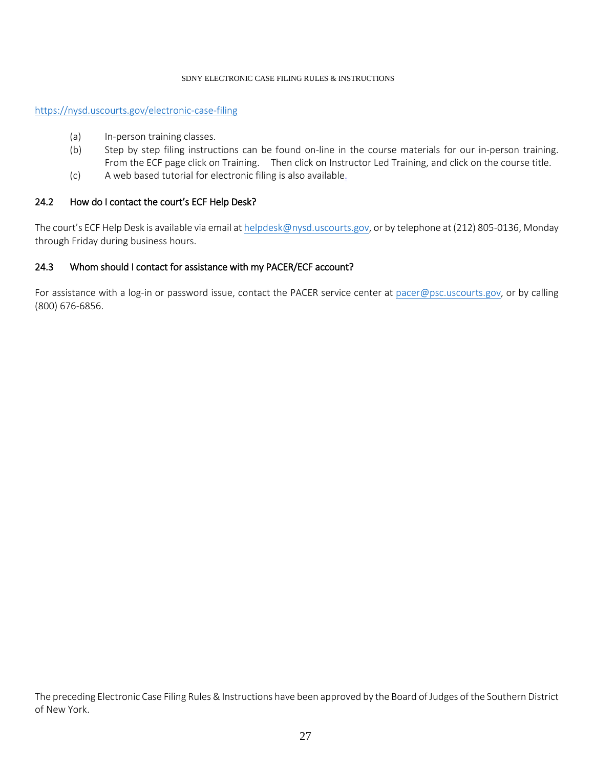https://nysd.uscourts.gov/electronic-case-filing

(a) In-person training classes.

(b) Step by step filing instructions can be found on-line in the course materials for our in-person training. From the ECF page click on Training. Then click on Instructor Led Training, and click on the course title.

(c) A web based tutorial for electronic filing is also available.

## 24.2 How do I contact the court's ECF Help Desk?

The court's ECF Help Desk is available via email at helpdesk@nysd.uscourts.gov, or by telephone at (212) 805-0136, Monday through Friday during business hours.

## 24.3 Whom should I contact for assistance with my PACER/ECF account?

For assistance with a log-in or password issue, contact the PACER service center at pacer@psc.uscourts.gov, or by calling (800) 676-6856.

The preceding Electronic Case Filing Rules & Instructions have been approved by the Board of Judges of the Southern District of New York.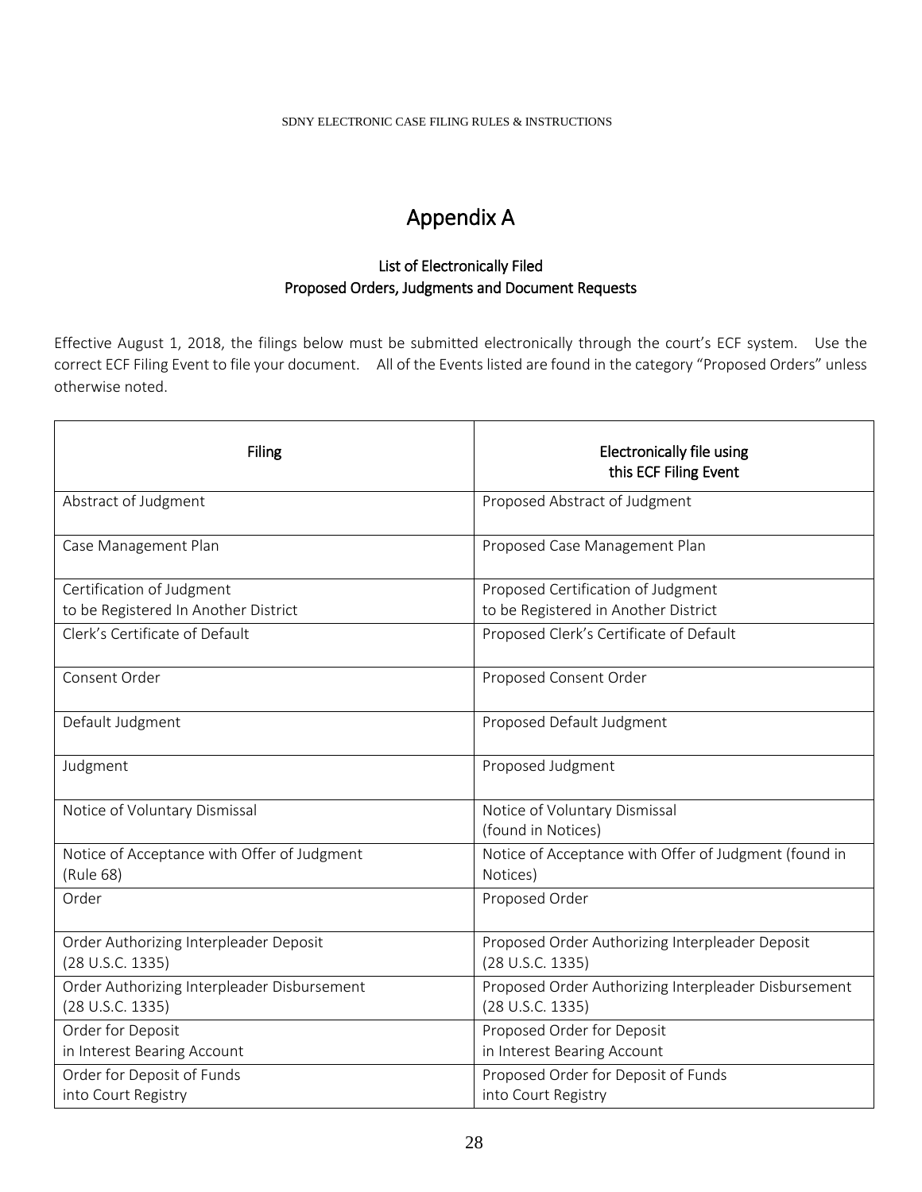# Appendix A

### List of Electronically Filed
### Proposed Orders, Judgments and Document Requests

Effective August 1, 2018, the filings below must be submitted electronically through the court's ECF system. Use the correct ECF Filing Event to file your document. All of the Events listed are found in the category "Proposed Orders" unless otherwise noted.

| Filing | Electronically file using this ECF Filing Event |
|---|---|
| Abstract of Judgment | Proposed Abstract of Judgment |
| Case Management Plan | Proposed Case Management Plan |
| Certification of Judgment to be Registered In Another District | Proposed Certification of Judgment to be Registered in Another District |
| Clerk's Certificate of Default | Proposed Clerk's Certificate of Default |
| Consent Order | Proposed Consent Order |
| Default Judgment | Proposed Default Judgment |
| Judgment | Proposed Judgment |
| Notice of Voluntary Dismissal | Notice of Voluntary Dismissal (found in Notices) |
| Notice of Acceptance with Offer of Judgment (Rule 68) | Notice of Acceptance with Offer of Judgment (found in Notices) |
| Order | Proposed Order |
| Order Authorizing Interpleader Deposit (28 U.S.C. 1335) | Proposed Order Authorizing Interpleader Deposit (28 U.S.C. 1335) |
| Order Authorizing Interpleader Disbursement (28 U.S.C. 1335) | Proposed Order Authorizing Interpleader Disbursement (28 U.S.C. 1335) |
| Order for Deposit in Interest Bearing Account | Proposed Order for Deposit in Interest Bearing Account |
| Order for Deposit of Funds into Court Registry | Proposed Order for Deposit of Funds into Court Registry |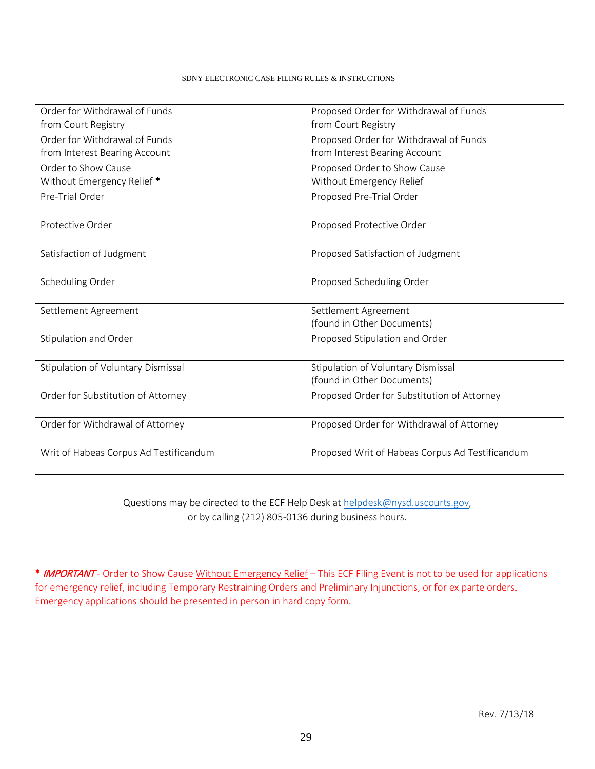| Order for Withdrawal of Funds from Court Registry | Proposed Order for Withdrawal of Funds from Court Registry |
|---|---|
| Order for Withdrawal of Funds from Interest Bearing Account | Proposed Order for Withdrawal of Funds from Interest Bearing Account |
| Order to Show Cause Without Emergency Relief * | Proposed Order to Show Cause Without Emergency Relief |
| Pre-Trial Order | Proposed Pre-Trial Order |
| Protective Order | Proposed Protective Order |
| Satisfaction of Judgment | Proposed Satisfaction of Judgment |
| Scheduling Order | Proposed Scheduling Order |
| Settlement Agreement | Settlement Agreement (found in Other Documents) |
| Stipulation and Order | Proposed Stipulation and Order |
| Stipulation of Voluntary Dismissal | Stipulation of Voluntary Dismissal (found in Other Documents) |
| Order for Substitution of Attorney | Proposed Order for Substitution of Attorney |
| Order for Withdrawal of Attorney | Proposed Order for Withdrawal of Attorney |
| Writ of Habeas Corpus Ad Testificandum | Proposed Writ of Habeas Corpus Ad Testificandum |

Questions may be directed to the ECF Help Desk at helpdesk@nysd.uscourts.gov, or by calling (212) 805-0136 during business hours.

**\*** ***IMPORTANT*** - Order to Show Cause Without Emergency Relief – This ECF Filing Event is not to be used for applications for emergency relief, including Temporary Restraining Orders and Preliminary Injunctions, or for ex parte orders. Emergency applications should be presented in person in hard copy form.

Rev. 7/13/18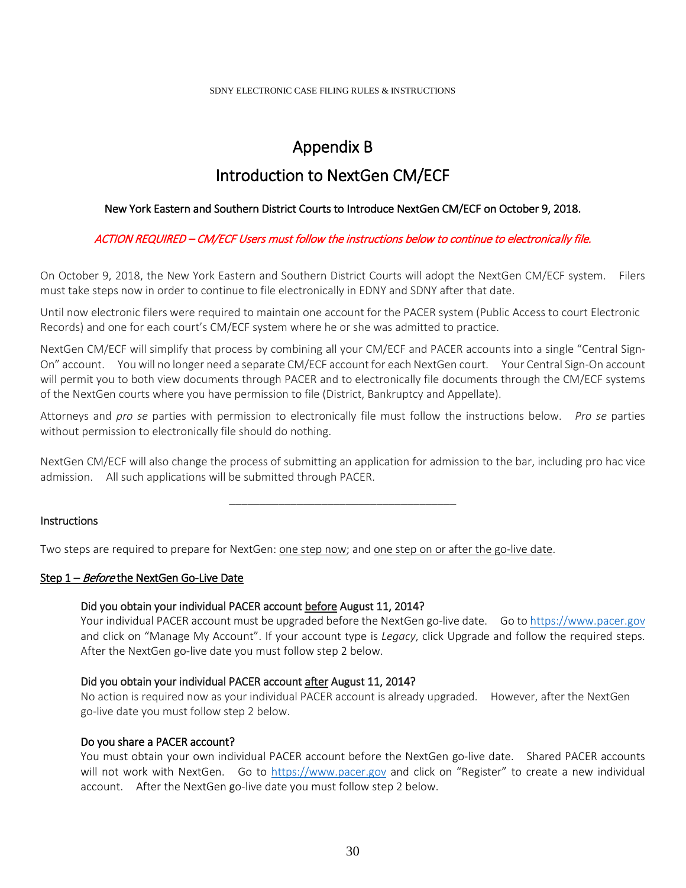# Appendix B

## Introduction to NextGen CM/ECF

**New York Eastern and Southern District Courts to Introduce NextGen CM/ECF on October 9, 2018.**

*ACTION REQUIRED – CM/ECF Users must follow the instructions below to continue to electronically file.*

On October 9, 2018, the New York Eastern and Southern District Courts will adopt the NextGen CM/ECF system. Filers must take steps now in order to continue to file electronically in EDNY and SDNY after that date.

Until now electronic filers were required to maintain one account for the PACER system (Public Access to court Electronic Records) and one for each court's CM/ECF system where he or she was admitted to practice.

NextGen CM/ECF will simplify that process by combining all your CM/ECF and PACER accounts into a single "Central Sign-On" account. You will no longer need a separate CM/ECF account for each NextGen court. Your Central Sign-On account will permit you to both view documents through PACER and to electronically file documents through the CM/ECF systems of the NextGen courts where you have permission to file (District, Bankruptcy and Appellate).

Attorneys and *pro se* parties with permission to electronically file must follow the instructions below. *Pro se* parties without permission to electronically file should do nothing.

NextGen CM/ECF will also change the process of submitting an application for admission to the bar, including pro hac vice admission. All such applications will be submitted through PACER.

---

### Instructions

Two steps are required to prepare for NextGen: <u>one step now</u>; and <u>one step on or after the go-live date</u>.

#### <u>Step 1 – *Before* the NextGen Go-Live Date</u>

**Did you obtain your individual PACER account <u>before</u> August 11, 2014?**
Your individual PACER account must be upgraded before the NextGen go-live date. Go to https://www.pacer.gov and click on "Manage My Account". If your account type is *Legacy*, click Upgrade and follow the required steps. After the NextGen go-live date you must follow step 2 below.

**Did you obtain your individual PACER account <u>after</u> August 11, 2014?**
No action is required now as your individual PACER account is already upgraded. However, after the NextGen go-live date you must follow step 2 below.

**Do you share a PACER account?**
You must obtain your own individual PACER account before the NextGen go-live date. Shared PACER accounts will not work with NextGen. Go to https://www.pacer.gov and click on "Register" to create a new individual account. After the NextGen go-live date you must follow step 2 below.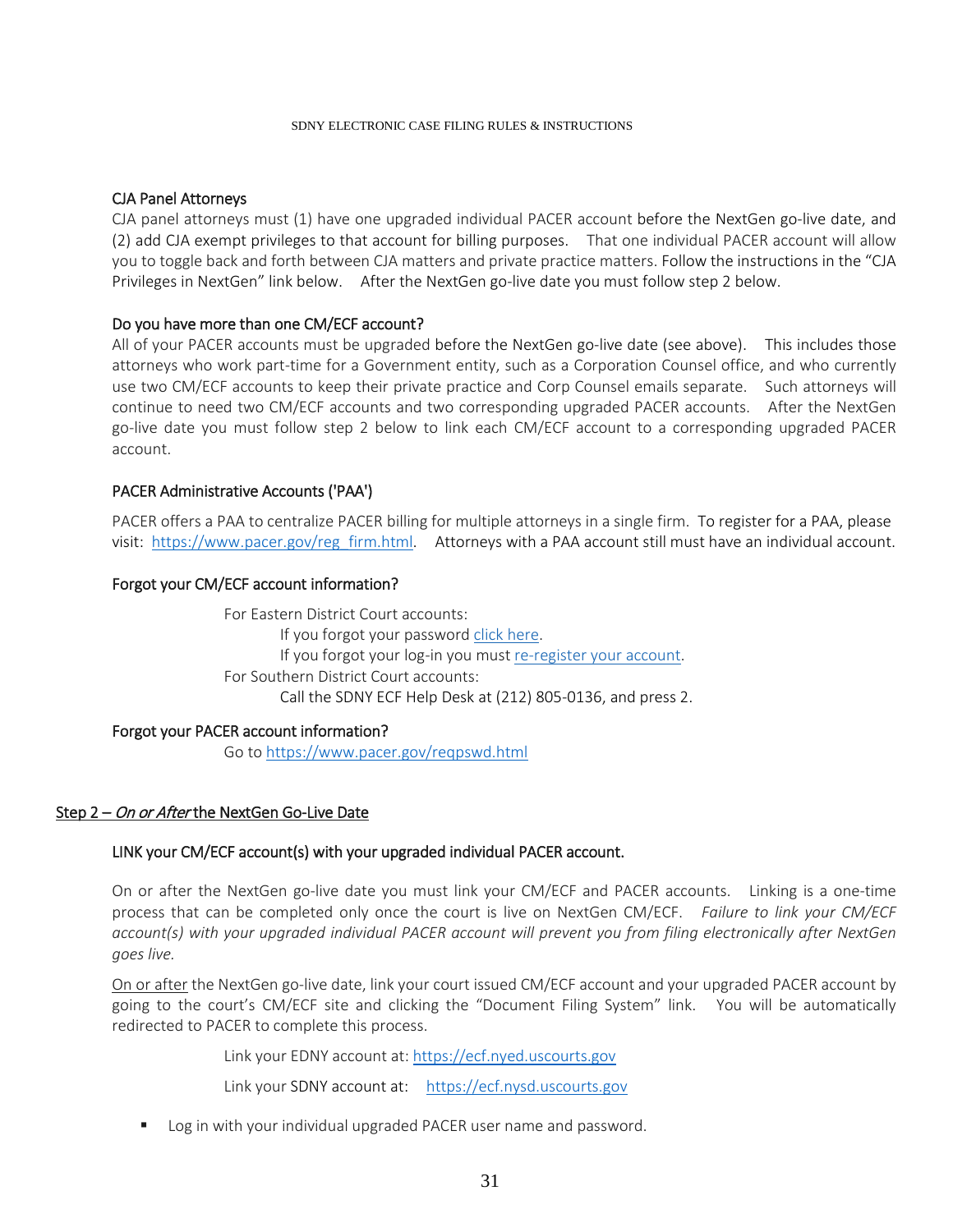### CJA Panel Attorneys

CJA panel attorneys must (1) have one upgraded individual PACER account before the NextGen go-live date, and (2) add CJA exempt privileges to that account for billing purposes. That one individual PACER account will allow you to toggle back and forth between CJA matters and private practice matters. Follow the instructions in the "CJA Privileges in NextGen" link below. After the NextGen go-live date you must follow step 2 below.

### Do you have more than one CM/ECF account?

All of your PACER accounts must be upgraded before the NextGen go-live date (see above). This includes those attorneys who work part-time for a Government entity, such as a Corporation Counsel office, and who currently use two CM/ECF accounts to keep their private practice and Corp Counsel emails separate. Such attorneys will continue to need two CM/ECF accounts and two corresponding upgraded PACER accounts. After the NextGen go-live date you must follow step 2 below to link each CM/ECF account to a corresponding upgraded PACER account.

### PACER Administrative Accounts ('PAA')

PACER offers a PAA to centralize PACER billing for multiple attorneys in a single firm. To register for a PAA, please visit: https://www.pacer.gov/reg_firm.html. Attorneys with a PAA account still must have an individual account.

### Forgot your CM/ECF account information?

For Eastern District Court accounts:

If you forgot your password click here.

If you forgot your log-in you must re-register your account.

For Southern District Court accounts:

Call the SDNY ECF Help Desk at (212) 805-0136, and press 2.

### Forgot your PACER account information?

Go to https://www.pacer.gov/reqpswd.html

## Step 2 – *On or After* the NextGen Go-Live Date

### LINK your CM/ECF account(s) with your upgraded individual PACER account.

On or after the NextGen go-live date you must link your CM/ECF and PACER accounts. Linking is a one-time process that can be completed only once the court is live on NextGen CM/ECF. *Failure to link your CM/ECF account(s) with your upgraded individual PACER account will prevent you from filing electronically after NextGen goes live.*

On or after the NextGen go-live date, link your court issued CM/ECF account and your upgraded PACER account by going to the court's CM/ECF site and clicking the "Document Filing System" link. You will be automatically redirected to PACER to complete this process.

Link your EDNY account at: https://ecf.nyed.uscourts.gov

Link your SDNY account at: https://ecf.nysd.uscourts.gov

- Log in with your individual upgraded PACER user name and password.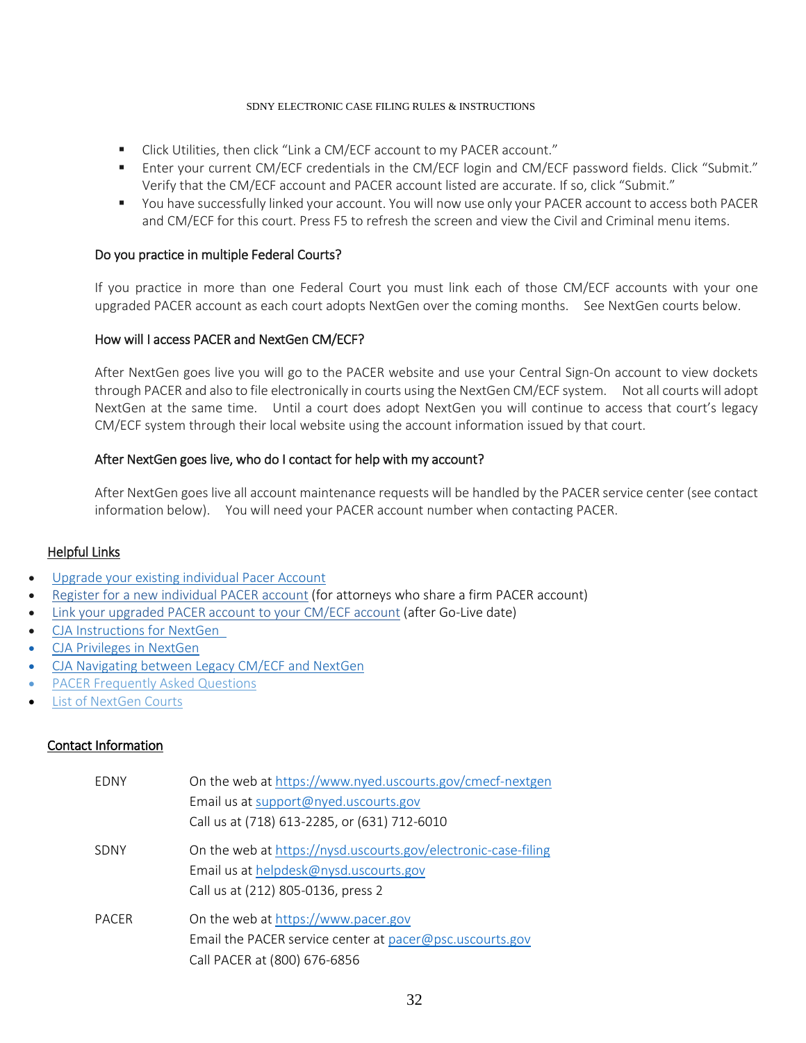- Click Utilities, then click "Link a CM/ECF account to my PACER account."
- Enter your current CM/ECF credentials in the CM/ECF login and CM/ECF password fields. Click "Submit." Verify that the CM/ECF account and PACER account listed are accurate. If so, click "Submit."
- You have successfully linked your account. You will now use only your PACER account to access both PACER and CM/ECF for this court. Press F5 to refresh the screen and view the Civil and Criminal menu items.

### Do you practice in multiple Federal Courts?

If you practice in more than one Federal Court you must link each of those CM/ECF accounts with your one upgraded PACER account as each court adopts NextGen over the coming months. See NextGen courts below.

### How will I access PACER and NextGen CM/ECF?

After NextGen goes live you will go to the PACER website and use your Central Sign-On account to view dockets through PACER and also to file electronically in courts using the NextGen CM/ECF system. Not all courts will adopt NextGen at the same time. Until a court does adopt NextGen you will continue to access that court's legacy CM/ECF system through their local website using the account information issued by that court.

### After NextGen goes live, who do I contact for help with my account?

After NextGen goes live all account maintenance requests will be handled by the PACER service center (see contact information below). You will need your PACER account number when contacting PACER.

## Helpful Links

- Upgrade your existing individual Pacer Account
- Register for a new individual PACER account (for attorneys who share a firm PACER account)
- Link your upgraded PACER account to your CM/ECF account (after Go-Live date)
- CJA Instructions for NextGen
- CJA Privileges in NextGen
- CJA Navigating between Legacy CM/ECF and NextGen
- PACER Frequently Asked Questions
- List of NextGen Courts

## Contact Information

| | |
|---|---|
| EDNY | On the web at https://www.nyed.uscourts.gov/cmecf-nextgen<br>Email us at support@nyed.uscourts.gov<br>Call us at (718) 613-2285, or (631) 712-6010 |
| SDNY | On the web at https://nysd.uscourts.gov/electronic-case-filing<br>Email us at helpdesk@nysd.uscourts.gov<br>Call us at (212) 805-0136, press 2 |
| PACER | On the web at https://www.pacer.gov<br>Email the PACER service center at pacer@psc.uscourts.gov<br>Call PACER at (800) 676-6856 |